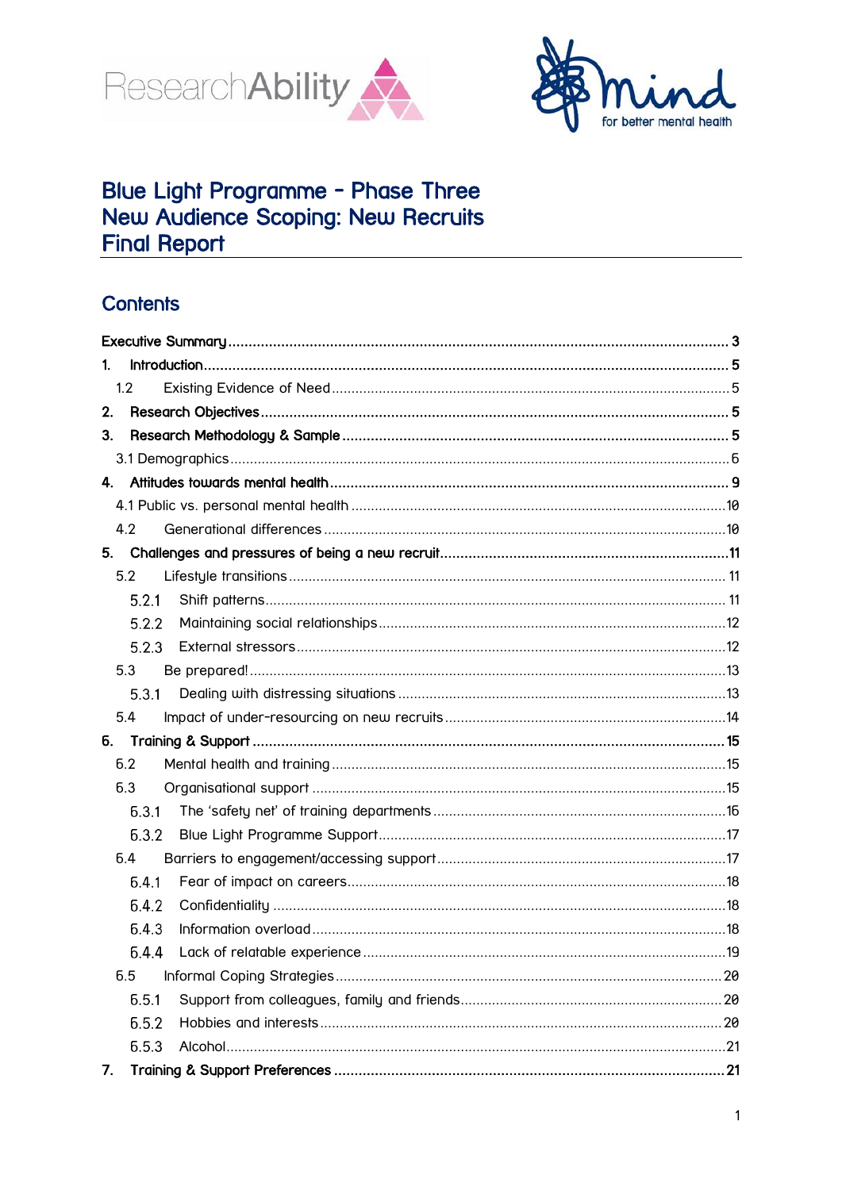ResearchAbility

mind for better mental health

# Blue Light Programme – Phase Three
# New Audience Scoping: New Recruits
# Final Report

## Contents

**Executive Summary** ..... **3**

**1. Introduction** ..... **5**

- 1.2 Existing Evidence of Need ..... 5

**2. Research Objectives** ..... **5**

**3. Research Methodology & Sample** ..... **5**

- 3.1 Demographics ..... 6

**4. Attitudes towards mental health** ..... **9**

- 4.1 Public vs. personal mental health ..... 10
- 4.2 Generational differences ..... 10

**5. Challenges and pressures of being a new recruit** ..... **11**

- 5.2 Lifestyle transitions ..... 11
  - 5.2.1 Shift patterns ..... 11
  - 5.2.2 Maintaining social relationships ..... 12
  - 5.2.3 External stressors ..... 12
- 5.3 Be prepared! ..... 13
  - 5.3.1 Dealing with distressing situations ..... 13
- 5.4 Impact of under-resourcing on new recruits ..... 14

**6. Training & Support** ..... **15**

- 6.2 Mental health and training ..... 15
- 6.3 Organisational support ..... 15
  - 6.3.1 The 'safety net' of training departments ..... 16
  - 6.3.2 Blue Light Programme Support ..... 17
- 6.4 Barriers to engagement/accessing support ..... 17
  - 6.4.1 Fear of impact on careers ..... 18
  - 6.4.2 Confidentiality ..... 18
  - 6.4.3 Information overload ..... 18
  - 6.4.4 Lack of relatable experience ..... 19
- 6.5 Informal Coping Strategies ..... 20
  - 6.5.1 Support from colleagues, family and friends ..... 20
  - 6.5.2 Hobbies and interests ..... 20
  - 6.5.3 Alcohol ..... 21

**7. Training & Support Preferences** ..... **21**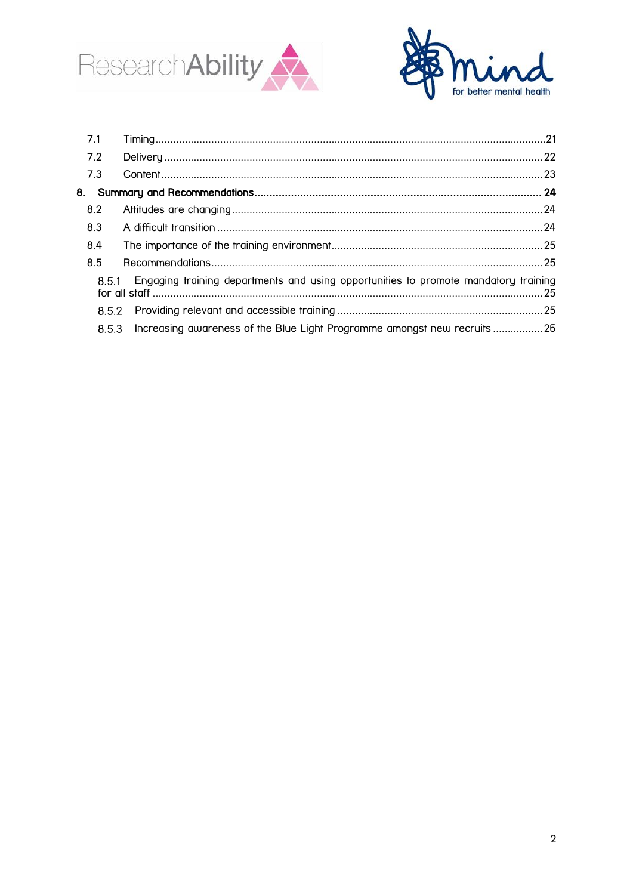7.1 Timing ..... 21
7.2 Delivery ..... 22
7.3 Content ..... 23

**8. Summary and Recommendations ..... 24**

8.2 Attitudes are changing ..... 24
8.3 A difficult transition ..... 24
8.4 The importance of the training environment ..... 25
8.5 Recommendations ..... 25

8.5.1 Engaging training departments and using opportunities to promote mandatory training for all staff ..... 25
8.5.2 Providing relevant and accessible training ..... 25
8.5.3 Increasing awareness of the Blue Light Programme amongst new recruits ..... 26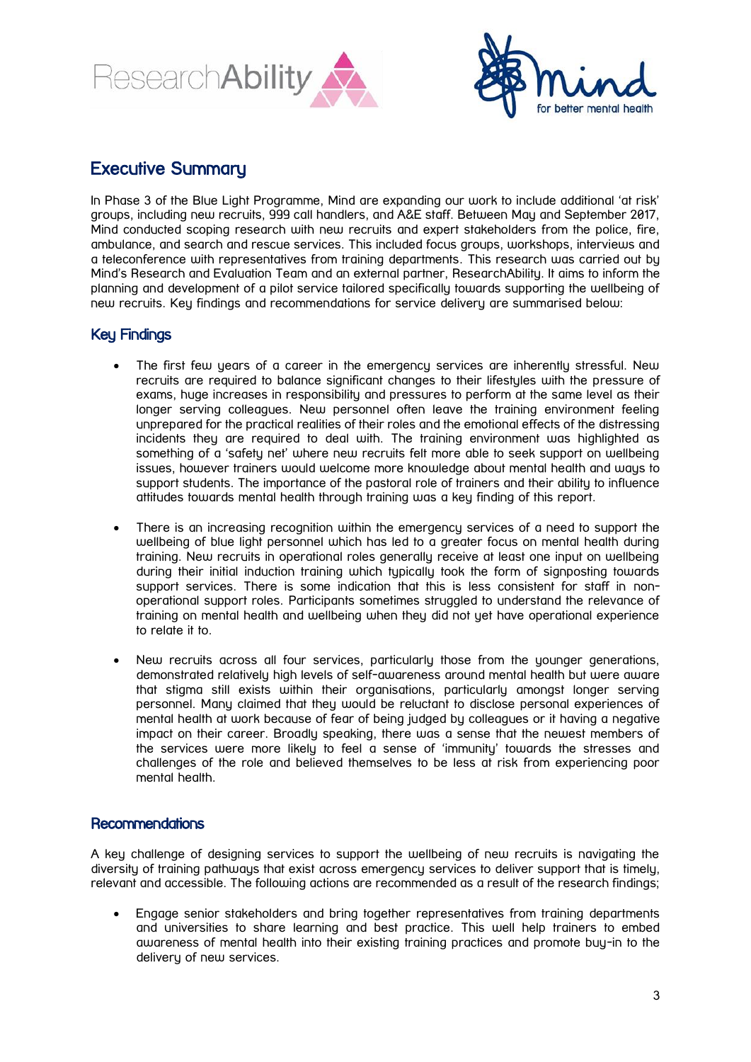## Executive Summary

In Phase 3 of the Blue Light Programme, Mind are expanding our work to include additional 'at risk' groups, including new recruits, 999 call handlers, and A&E staff. Between May and September 2017, Mind conducted scoping research with new recruits and expert stakeholders from the police, fire, ambulance, and search and rescue services. This included focus groups, workshops, interviews and a teleconference with representatives from training departments. This research was carried out by Mind's Research and Evaluation Team and an external partner, ResearchAbility. It aims to inform the planning and development of a pilot service tailored specifically towards supporting the wellbeing of new recruits. Key findings and recommendations for service delivery are summarised below:

### Key Findings

- The first few years of a career in the emergency services are inherently stressful. New recruits are required to balance significant changes to their lifestyles with the pressure of exams, huge increases in responsibility and pressures to perform at the same level as their longer serving colleagues. New personnel often leave the training environment feeling unprepared for the practical realities of their roles and the emotional effects of the distressing incidents they are required to deal with. The training environment was highlighted as something of a 'safety net' where new recruits felt more able to seek support on wellbeing issues, however trainers would welcome more knowledge about mental health and ways to support students. The importance of the pastoral role of trainers and their ability to influence attitudes towards mental health through training was a key finding of this report.

- There is an increasing recognition within the emergency services of a need to support the wellbeing of blue light personnel which has led to a greater focus on mental health during training. New recruits in operational roles generally receive at least one input on wellbeing during their initial induction training which typically took the form of signposting towards support services. There is some indication that this is less consistent for staff in non-operational support roles. Participants sometimes struggled to understand the relevance of training on mental health and wellbeing when they did not yet have operational experience to relate it to.

- New recruits across all four services, particularly those from the younger generations, demonstrated relatively high levels of self-awareness around mental health but were aware that stigma still exists within their organisations, particularly amongst longer serving personnel. Many claimed that they would be reluctant to disclose personal experiences of mental health at work because of fear of being judged by colleagues or it having a negative impact on their career. Broadly speaking, there was a sense that the newest members of the services were more likely to feel a sense of 'immunity' towards the stresses and challenges of the role and believed themselves to be less at risk from experiencing poor mental health.

### Recommendations

A key challenge of designing services to support the wellbeing of new recruits is navigating the diversity of training pathways that exist across emergency services to deliver support that is timely, relevant and accessible. The following actions are recommended as a result of the research findings;

- Engage senior stakeholders and bring together representatives from training departments and universities to share learning and best practice. This well help trainers to embed awareness of mental health into their existing training practices and promote buy-in to the delivery of new services.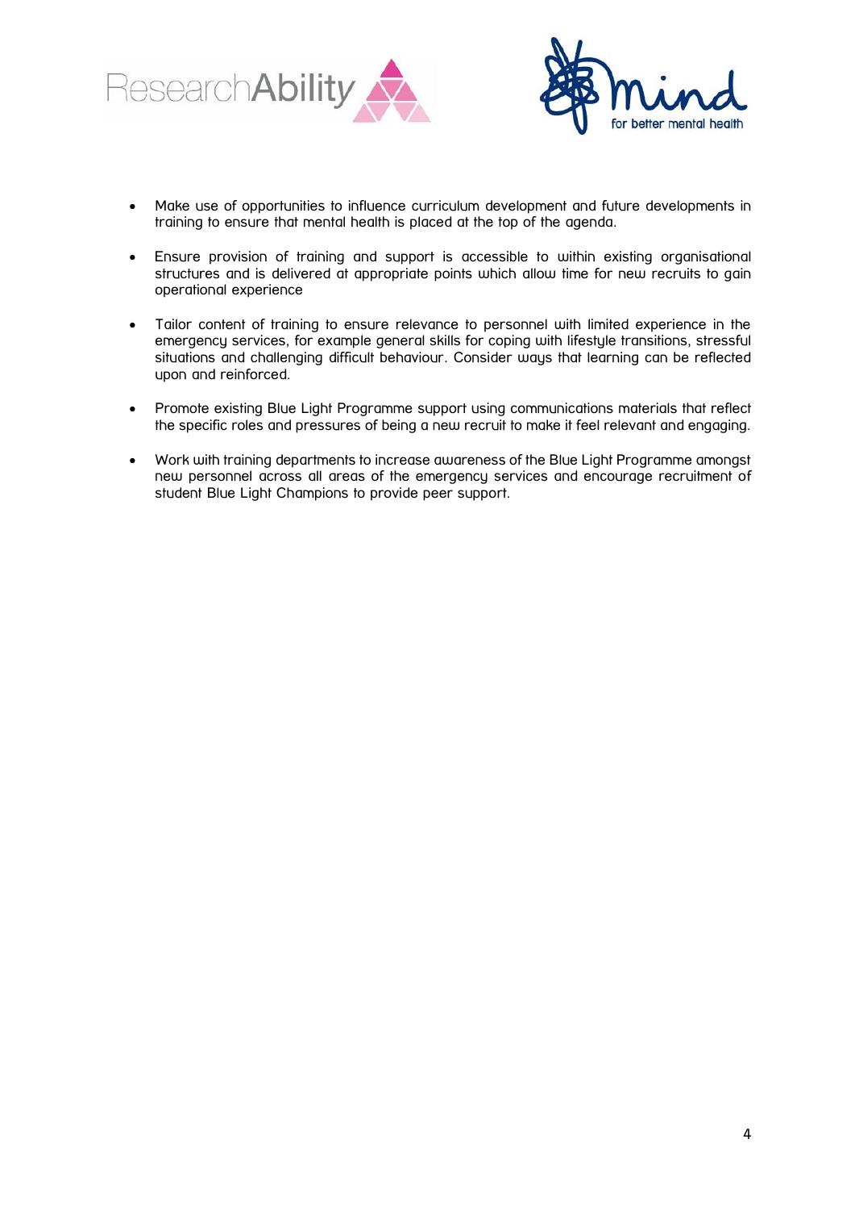- Make use of opportunities to influence curriculum development and future developments in training to ensure that mental health is placed at the top of the agenda.

- Ensure provision of training and support is accessible to within existing organisational structures and is delivered at appropriate points which allow time for new recruits to gain operational experience

- Tailor content of training to ensure relevance to personnel with limited experience in the emergency services, for example general skills for coping with lifestyle transitions, stressful situations and challenging difficult behaviour. Consider ways that learning can be reflected upon and reinforced.

- Promote existing Blue Light Programme support using communications materials that reflect the specific roles and pressures of being a new recruit to make it feel relevant and engaging.

- Work with training departments to increase awareness of the Blue Light Programme amongst new personnel across all areas of the emergency services and encourage recruitment of student Blue Light Champions to provide peer support.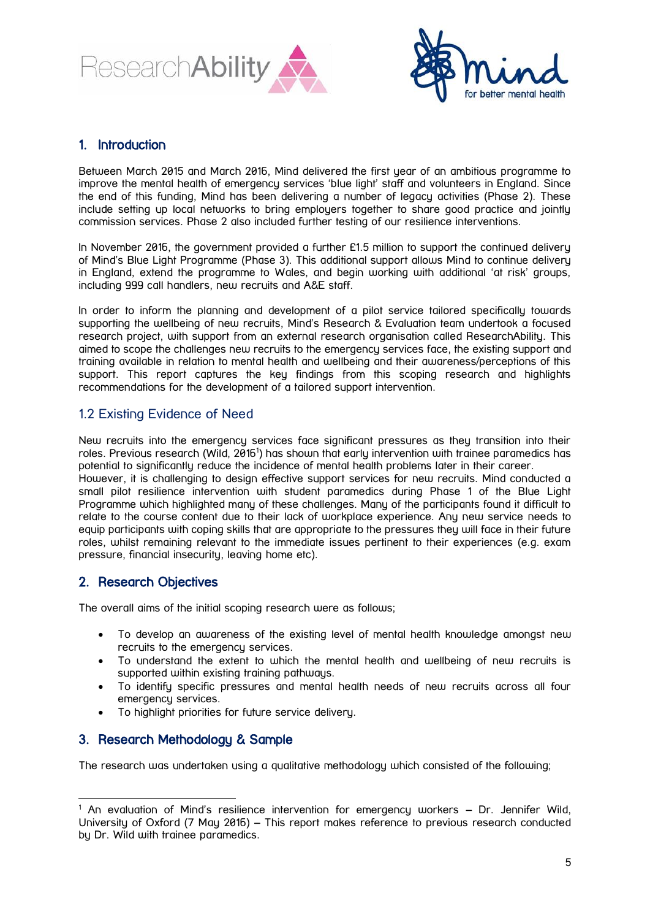## 1. Introduction

Between March 2015 and March 2016, Mind delivered the first year of an ambitious programme to improve the mental health of emergency services 'blue light' staff and volunteers in England. Since the end of this funding, Mind has been delivering a number of legacy activities (Phase 2). These include setting up local networks to bring employers together to share good practice and jointly commission services. Phase 2 also included further testing of our resilience interventions.

In November 2016, the government provided a further £1.5 million to support the continued delivery of Mind's Blue Light Programme (Phase 3). This additional support allows Mind to continue delivery in England, extend the programme to Wales, and begin working with additional 'at risk' groups, including 999 call handlers, new recruits and A&E staff.

In order to inform the planning and development of a pilot service tailored specifically towards supporting the wellbeing of new recruits, Mind's Research & Evaluation team undertook a focused research project, with support from an external research organisation called ResearchAbility. This aimed to scope the challenges new recruits to the emergency services face, the existing support and training available in relation to mental health and wellbeing and their awareness/perceptions of this support. This report captures the key findings from this scoping research and highlights recommendations for the development of a tailored support intervention.

### 1.2 Existing Evidence of Need

New recruits into the emergency services face significant pressures as they transition into their roles. Previous research (Wild, 2016[1]) has shown that early intervention with trainee paramedics has potential to significantly reduce the incidence of mental health problems later in their career.
However, it is challenging to design effective support services for new recruits. Mind conducted a small pilot resilience intervention with student paramedics during Phase 1 of the Blue Light Programme which highlighted many of these challenges. Many of the participants found it difficult to relate to the course content due to their lack of workplace experience. Any new service needs to equip participants with coping skills that are appropriate to the pressures they will face in their future roles, whilst remaining relevant to the immediate issues pertinent to their experiences (e.g. exam pressure, financial insecurity, leaving home etc).

## 2. Research Objectives

The overall aims of the initial scoping research were as follows;

- To develop an awareness of the existing level of mental health knowledge amongst new recruits to the emergency services.
- To understand the extent to which the mental health and wellbeing of new recruits is supported within existing training pathways.
- To identify specific pressures and mental health needs of new recruits across all four emergency services.
- To highlight priorities for future service delivery.

## 3. Research Methodology & Sample

The research was undertaken using a qualitative methodology which consisted of the following;

---

[1] An evaluation of Mind's resilience intervention for emergency workers – Dr. Jennifer Wild, University of Oxford (7 May 2016) – This report makes reference to previous research conducted by Dr. Wild with trainee paramedics.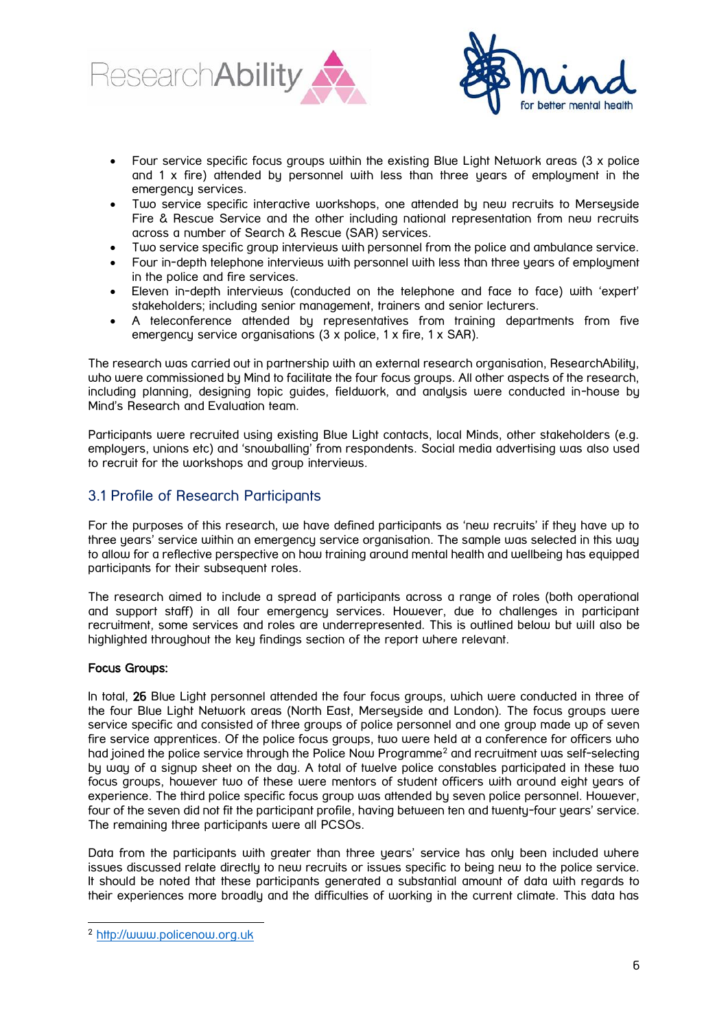- Four service specific focus groups within the existing Blue Light Network areas (3 x police and 1 x fire) attended by personnel with less than three years of employment in the emergency services.
- Two service specific interactive workshops, one attended by new recruits to Merseyside Fire & Rescue Service and the other including national representation from new recruits across a number of Search & Rescue (SAR) services.
- Two service specific group interviews with personnel from the police and ambulance service.
- Four in-depth telephone interviews with personnel with less than three years of employment in the police and fire services.
- Eleven in-depth interviews (conducted on the telephone and face to face) with 'expert' stakeholders; including senior management, trainers and senior lecturers.
- A teleconference attended by representatives from training departments from five emergency service organisations (3 x police, 1 x fire, 1 x SAR).

The research was carried out in partnership with an external research organisation, ResearchAbility, who were commissioned by Mind to facilitate the four focus groups. All other aspects of the research, including planning, designing topic guides, fieldwork, and analysis were conducted in-house by Mind's Research and Evaluation team.

Participants were recruited using existing Blue Light contacts, local Minds, other stakeholders (e.g. employers, unions etc) and 'snowballing' from respondents. Social media advertising was also used to recruit for the workshops and group interviews.

## 3.1 Profile of Research Participants

For the purposes of this research, we have defined participants as 'new recruits' if they have up to three years' service within an emergency service organisation. The sample was selected in this way to allow for a reflective perspective on how training around mental health and wellbeing has equipped participants for their subsequent roles.

The research aimed to include a spread of participants across a range of roles (both operational and support staff) in all four emergency services. However, due to challenges in participant recruitment, some services and roles are underrepresented. This is outlined below but will also be highlighted throughout the key findings section of the report where relevant.

**Focus Groups:**

In total, **26** Blue Light personnel attended the four focus groups, which were conducted in three of the four Blue Light Network areas (North East, Merseyside and London). The focus groups were service specific and consisted of three groups of police personnel and one group made up of seven fire service apprentices. Of the police focus groups, two were held at a conference for officers who had joined the police service through the Police Now Programme[2] and recruitment was self-selecting by way of a signup sheet on the day. A total of twelve police constables participated in these two focus groups, however two of these were mentors of student officers with around eight years of experience. The third police specific focus group was attended by seven police personnel. However, four of the seven did not fit the participant profile, having between ten and twenty-four years' service. The remaining three participants were all PCSOs.

Data from the participants with greater than three years' service has only been included where issues discussed relate directly to new recruits or issues specific to being new to the police service. It should be noted that these participants generated a substantial amount of data with regards to their experiences more broadly and the difficulties of working in the current climate. This data has

[2] http://www.policenow.org.uk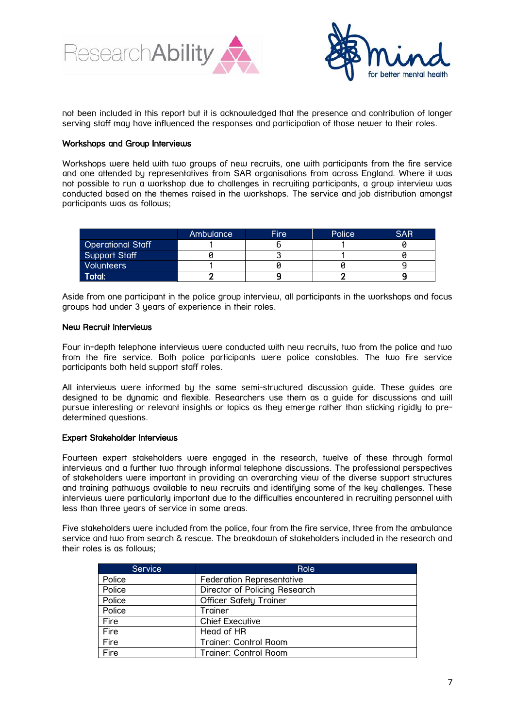not been included in this report but it is acknowledged that the presence and contribution of longer serving staff may have influenced the responses and participation of those newer to their roles.

**Workshops and Group Interviews**

Workshops were held with two groups of new recruits, one with participants from the fire service and one attended by representatives from SAR organisations from across England. Where it was not possible to run a workshop due to challenges in recruiting participants, a group interview was conducted based on the themes raised in the workshops. The service and job distribution amongst participants was as follows;

| | Ambulance | Fire | Police | SAR |
|---|---|---|---|---|
| Operational Staff | 1 | 6 | 1 | 0 |
| Support Staff | 0 | 3 | 1 | 0 |
| Volunteers | 1 | 0 | 0 | 9 |
| **Total:** | **2** | **9** | **2** | **9** |

Aside from one participant in the police group interview, all participants in the workshops and focus groups had under 3 years of experience in their roles.

**New Recruit Interviews**

Four in-depth telephone interviews were conducted with new recruits, two from the police and two from the fire service. Both police participants were police constables. The two fire service participants both held support staff roles.

All interviews were informed by the same semi-structured discussion guide. These guides are designed to be dynamic and flexible. Researchers use them as a guide for discussions and will pursue interesting or relevant insights or topics as they emerge rather than sticking rigidly to pre-determined questions.

**Expert Stakeholder Interviews**

Fourteen expert stakeholders were engaged in the research, twelve of these through formal interviews and a further two through informal telephone discussions. The professional perspectives of stakeholders were important in providing an overarching view of the diverse support structures and training pathways available to new recruits and identifying some of the key challenges. These interviews were particularly important due to the difficulties encountered in recruiting personnel with less than three years of service in some areas.

Five stakeholders were included from the police, four from the fire service, three from the ambulance service and two from search & rescue. The breakdown of stakeholders included in the research and their roles is as follows;

| Service | Role |
|---|---|
| Police | Federation Representative |
| Police | Director of Policing Research |
| Police | Officer Safety Trainer |
| Police | Trainer |
| Fire | Chief Executive |
| Fire | Head of HR |
| Fire | Trainer: Control Room |
| Fire | Trainer: Control Room |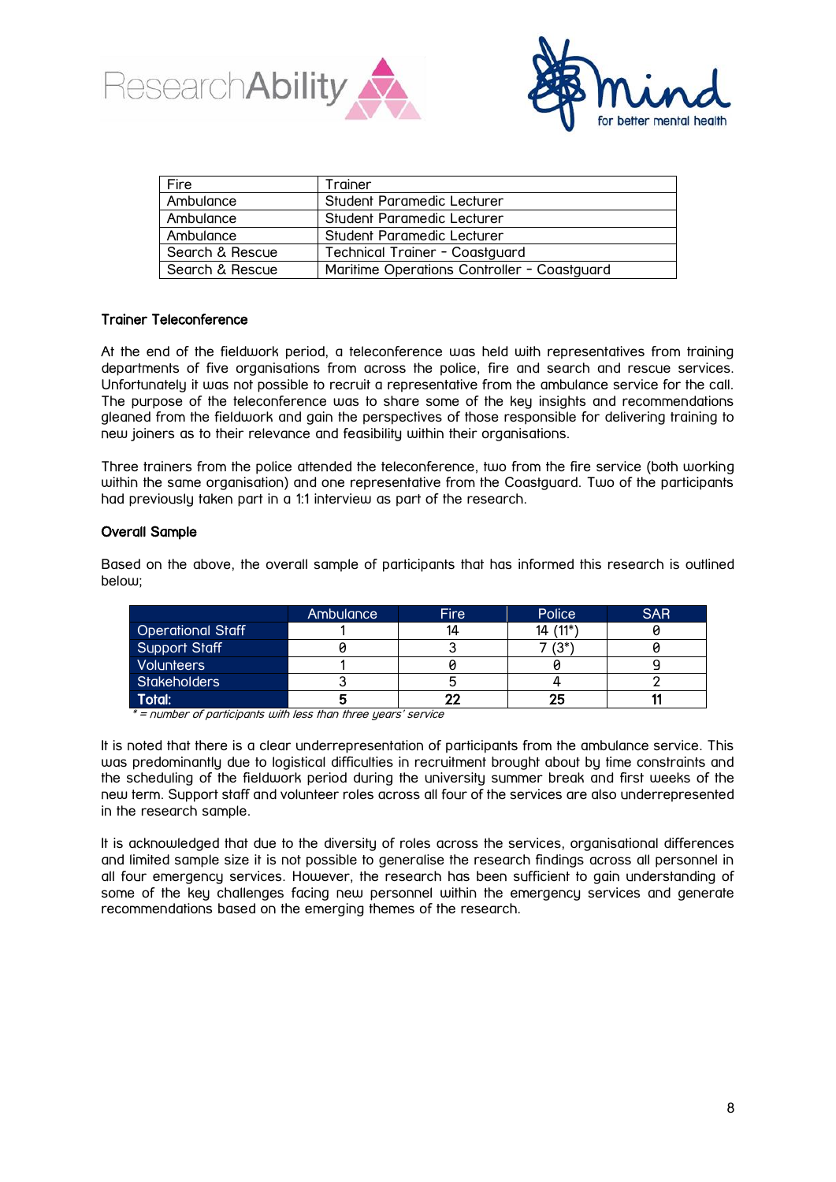| Fire | Trainer |
| --- | --- |
| Ambulance | Student Paramedic Lecturer |
| Ambulance | Student Paramedic Lecturer |
| Ambulance | Student Paramedic Lecturer |
| Search & Rescue | Technical Trainer - Coastguard |
| Search & Rescue | Maritime Operations Controller - Coastguard |

### Trainer Teleconference

At the end of the fieldwork period, a teleconference was held with representatives from training departments of five organisations from across the police, fire and search and rescue services. Unfortunately it was not possible to recruit a representative from the ambulance service for the call. The purpose of the teleconference was to share some of the key insights and recommendations gleaned from the fieldwork and gain the perspectives of those responsible for delivering training to new joiners as to their relevance and feasibility within their organisations.

Three trainers from the police attended the teleconference, two from the fire service (both working within the same organisation) and one representative from the Coastguard. Two of the participants had previously taken part in a 1:1 interview as part of the research.

### Overall Sample

Based on the above, the overall sample of participants that has informed this research is outlined below;

| | Ambulance | Fire | Police | SAR |
| --- | --- | --- | --- | --- |
| Operational Staff | 1 | 14 | 14 (11*) | 0 |
| Support Staff | 0 | 3 | 7 (3*) | 0 |
| Volunteers | 1 | 0 | 0 | 9 |
| Stakeholders | 3 | 5 | 4 | 2 |
| **Total:** | **5** | **22** | **25** | **11** |

*\* = number of participants with less than three years' service*

It is noted that there is a clear underrepresentation of participants from the ambulance service. This was predominantly due to logistical difficulties in recruitment brought about by time constraints and the scheduling of the fieldwork period during the university summer break and first weeks of the new term. Support staff and volunteer roles across all four of the services are also underrepresented in the research sample.

It is acknowledged that due to the diversity of roles across the services, organisational differences and limited sample size it is not possible to generalise the research findings across all personnel in all four emergency services. However, the research has been sufficient to gain understanding of some of the key challenges facing new personnel within the emergency services and generate recommendations based on the emerging themes of the research.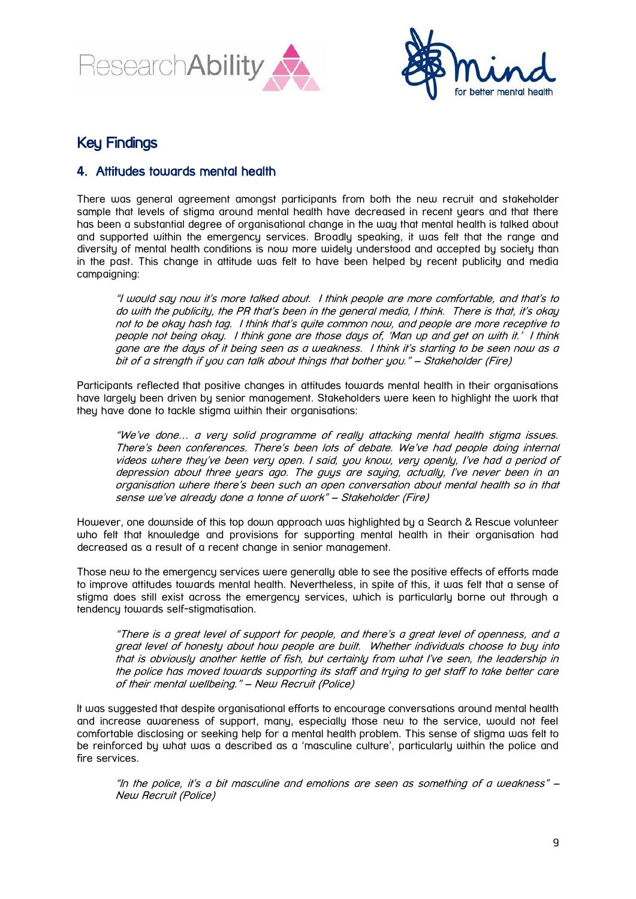## Key Findings

### 4. Attitudes towards mental health

There was general agreement amongst participants from both the new recruit and stakeholder sample that levels of stigma around mental health have decreased in recent years and that there has been a substantial degree of organisational change in the way that mental health is talked about and supported within the emergency services. Broadly speaking, it was felt that the range and diversity of mental health conditions is now more widely understood and accepted by society than in the past. This change in attitude was felt to have been helped by recent publicity and media campaigning:

> *"I would say now it's more talked about. I think people are more comfortable, and that's to do with the publicity, the PR that's been in the general media, I think. There is that, it's okay not to be okay hash tag. I think that's quite common now, and people are more receptive to people not being okay. I think gone are those days of, 'Man up and get on with it.' I think gone are the days of it being seen as a weakness. I think it's starting to be seen now as a bit of a strength if you can talk about things that bother you." – Stakeholder (Fire)*

Participants reflected that positive changes in attitudes towards mental health in their organisations have largely been driven by senior management. Stakeholders were keen to highlight the work that they have done to tackle stigma within their organisations:

> *"We've done… a very solid programme of really attacking mental health stigma issues. There's been conferences. There's been lots of debate. We've had people doing internal videos where they've been very open. I said, you know, very openly, I've had a period of depression about three years ago. The guys are saying, actually, I've never been in an organisation where there's been such an open conversation about mental health so in that sense we've already done a tonne of work" – Stakeholder (Fire)*

However, one downside of this top down approach was highlighted by a Search & Rescue volunteer who felt that knowledge and provisions for supporting mental health in their organisation had decreased as a result of a recent change in senior management.

Those new to the emergency services were generally able to see the positive effects of efforts made to improve attitudes towards mental health. Nevertheless, in spite of this, it was felt that a sense of stigma does still exist across the emergency services, which is particularly borne out through a tendency towards self-stigmatisation.

> *"There is a great level of support for people, and there's a great level of openness, and a great level of honesty about how people are built. Whether individuals choose to buy into that is obviously another kettle of fish, but certainly from what I've seen, the leadership in the police has moved towards supporting its staff and trying to get staff to take better care of their mental wellbeing." – New Recruit (Police)*

It was suggested that despite organisational efforts to encourage conversations around mental health and increase awareness of support, many, especially those new to the service, would not feel comfortable disclosing or seeking help for a mental health problem. This sense of stigma was felt to be reinforced by what was a described as a 'masculine culture', particularly within the police and fire services.

> *"In the police, it's a bit masculine and emotions are seen as something of a weakness" – New Recruit (Police)*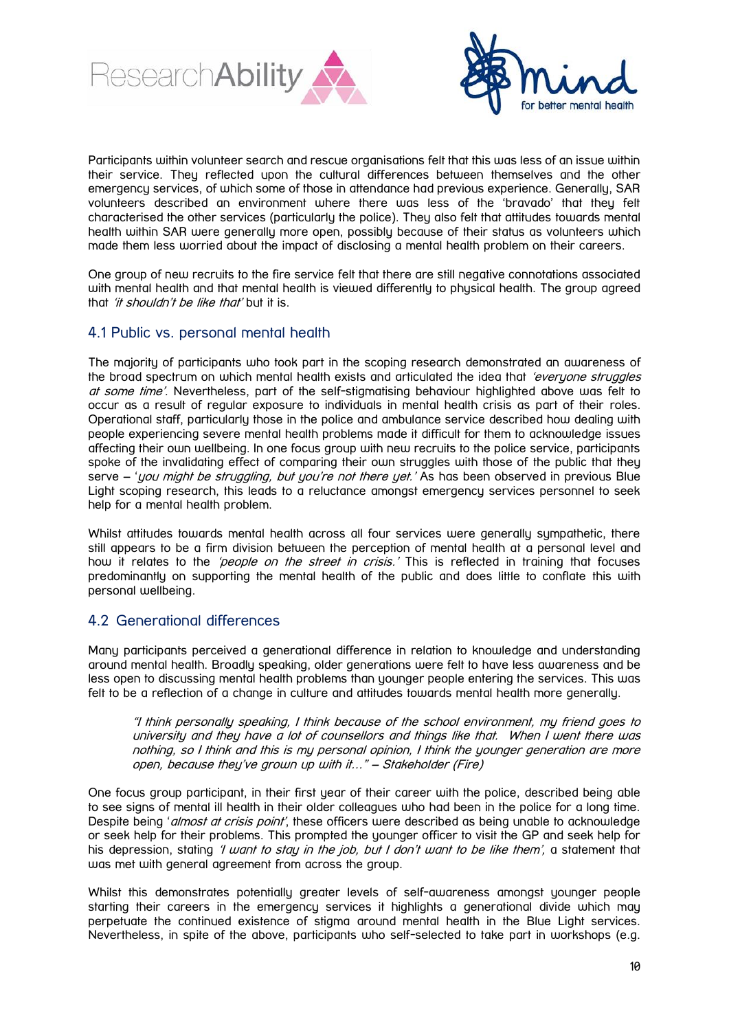Participants within volunteer search and rescue organisations felt that this was less of an issue within their service. They reflected upon the cultural differences between themselves and the other emergency services, of which some of those in attendance had previous experience. Generally, SAR volunteers described an environment where there was less of the 'bravado' that they felt characterised the other services (particularly the police). They also felt that attitudes towards mental health within SAR were generally more open, possibly because of their status as volunteers which made them less worried about the impact of disclosing a mental health problem on their careers.

One group of new recruits to the fire service felt that there are still negative connotations associated with mental health and that mental health is viewed differently to physical health. The group agreed that *'it shouldn't be like that'* but it is.

## 4.1 Public vs. personal mental health

The majority of participants who took part in the scoping research demonstrated an awareness of the broad spectrum on which mental health exists and articulated the idea that *'everyone struggles at some time'*. Nevertheless, part of the self-stigmatising behaviour highlighted above was felt to occur as a result of regular exposure to individuals in mental health crisis as part of their roles. Operational staff, particularly those in the police and ambulance service described how dealing with people experiencing severe mental health problems made it difficult for them to acknowledge issues affecting their own wellbeing. In one focus group with new recruits to the police service, participants spoke of the invalidating effect of comparing their own struggles with those of the public that they serve – '*you might be struggling, but you're not there yet.'* As has been observed in previous Blue Light scoping research, this leads to a reluctance amongst emergency services personnel to seek help for a mental health problem.

Whilst attitudes towards mental health across all four services were generally sympathetic, there still appears to be a firm division between the perception of mental health at a personal level and how it relates to the *'people on the street in crisis.'* This is reflected in training that focuses predominantly on supporting the mental health of the public and does little to conflate this with personal wellbeing.

## 4.2 Generational differences

Many participants perceived a generational difference in relation to knowledge and understanding around mental health. Broadly speaking, older generations were felt to have less awareness and be less open to discussing mental health problems than younger people entering the services. This was felt to be a reflection of a change in culture and attitudes towards mental health more generally.

> *"I think personally speaking, I think because of the school environment, my friend goes to university and they have a lot of counsellors and things like that. When I went there was nothing, so I think and this is my personal opinion, I think the younger generation are more open, because they've grown up with it…" – Stakeholder (Fire)*

One focus group participant, in their first year of their career with the police, described being able to see signs of mental ill health in their older colleagues who had been in the police for a long time. Despite being '*almost at crisis point*', these officers were described as being unable to acknowledge or seek help for their problems. This prompted the younger officer to visit the GP and seek help for his depression, stating *'I want to stay in the job, but I don't want to be like them',* a statement that was met with general agreement from across the group.

Whilst this demonstrates potentially greater levels of self-awareness amongst younger people starting their careers in the emergency services it highlights a generational divide which may perpetuate the continued existence of stigma around mental health in the Blue Light services. Nevertheless, in spite of the above, participants who self-selected to take part in workshops (e.g.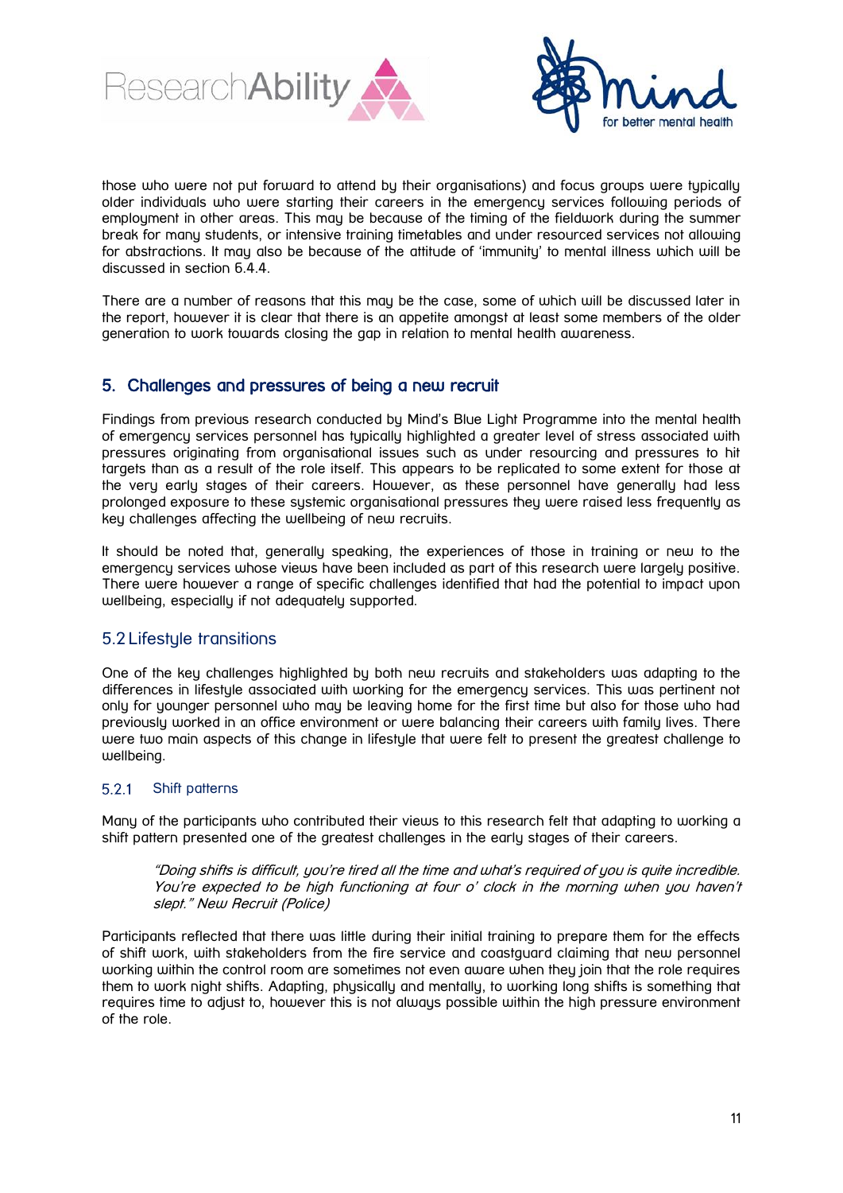those who were not put forward to attend by their organisations) and focus groups were typically older individuals who were starting their careers in the emergency services following periods of employment in other areas. This may be because of the timing of the fieldwork during the summer break for many students, or intensive training timetables and under resourced services not allowing for abstractions. It may also be because of the attitude of 'immunity' to mental illness which will be discussed in section 6.4.4.

There are a number of reasons that this may be the case, some of which will be discussed later in the report, however it is clear that there is an appetite amongst at least some members of the older generation to work towards closing the gap in relation to mental health awareness.

## 5. Challenges and pressures of being a new recruit

Findings from previous research conducted by Mind's Blue Light Programme into the mental health of emergency services personnel has typically highlighted a greater level of stress associated with pressures originating from organisational issues such as under resourcing and pressures to hit targets than as a result of the role itself. This appears to be replicated to some extent for those at the very early stages of their careers. However, as these personnel have generally had less prolonged exposure to these systemic organisational pressures they were raised less frequently as key challenges affecting the wellbeing of new recruits.

It should be noted that, generally speaking, the experiences of those in training or new to the emergency services whose views have been included as part of this research were largely positive. There were however a range of specific challenges identified that had the potential to impact upon wellbeing, especially if not adequately supported.

### 5.2 Lifestyle transitions

One of the key challenges highlighted by both new recruits and stakeholders was adapting to the differences in lifestyle associated with working for the emergency services. This was pertinent not only for younger personnel who may be leaving home for the first time but also for those who had previously worked in an office environment or were balancing their careers with family lives. There were two main aspects of this change in lifestyle that were felt to present the greatest challenge to wellbeing.

#### 5.2.1 Shift patterns

Many of the participants who contributed their views to this research felt that adapting to working a shift pattern presented one of the greatest challenges in the early stages of their careers.

> *"Doing shifts is difficult, you're tired all the time and what's required of you is quite incredible. You're expected to be high functioning at four o' clock in the morning when you haven't slept." New Recruit (Police)*

Participants reflected that there was little during their initial training to prepare them for the effects of shift work, with stakeholders from the fire service and coastguard claiming that new personnel working within the control room are sometimes not even aware when they join that the role requires them to work night shifts. Adapting, physically and mentally, to working long shifts is something that requires time to adjust to, however this is not always possible within the high pressure environment of the role.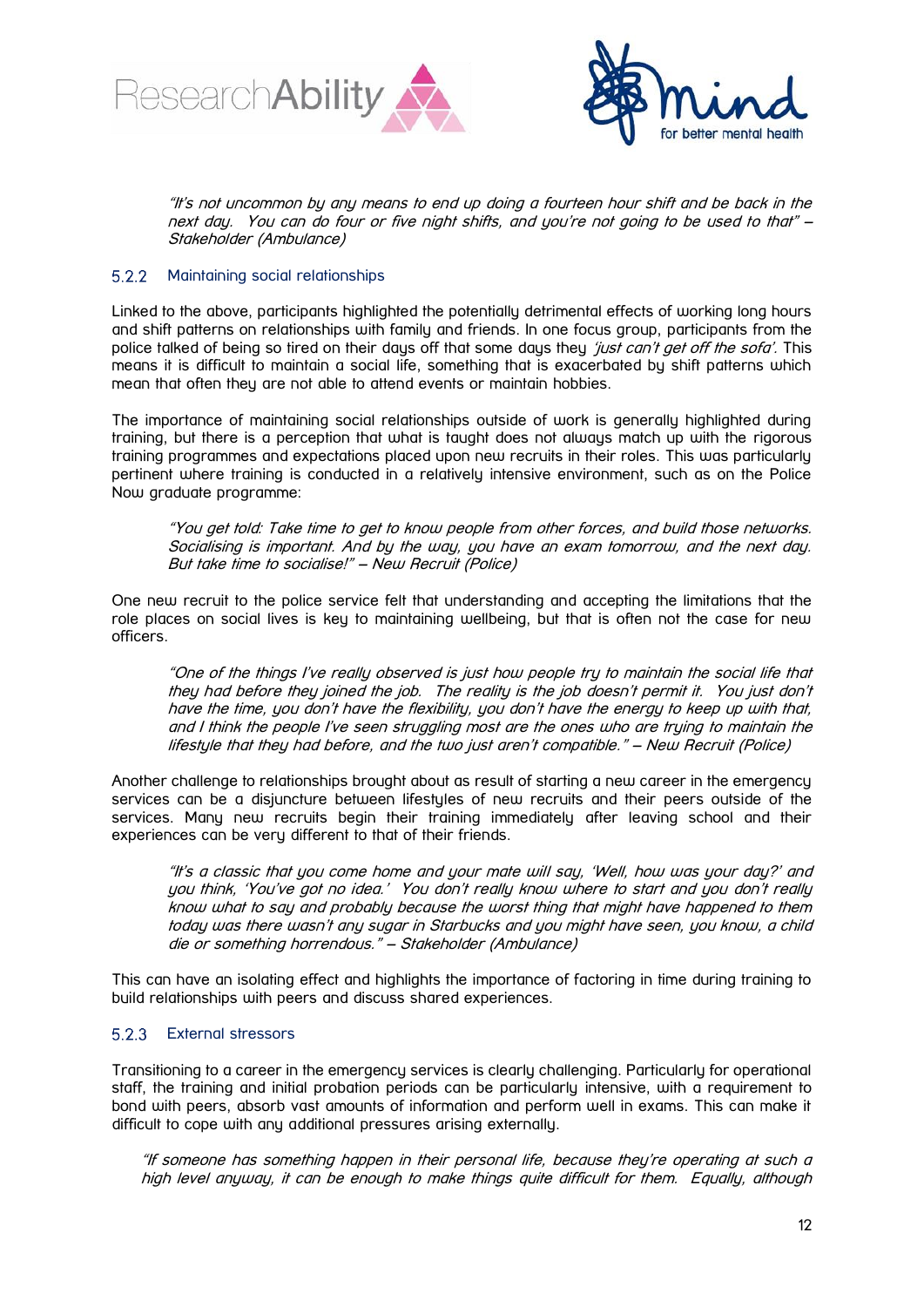*"It's not uncommon by any means to end up doing a fourteen hour shift and be back in the next day. You can do four or five night shifts, and you're not going to be used to that" – Stakeholder (Ambulance)*

### 5.2.2 Maintaining social relationships

Linked to the above, participants highlighted the potentially detrimental effects of working long hours and shift patterns on relationships with family and friends. In one focus group, participants from the police talked of being so tired on their days off that some days they *'just can't get off the sofa'*. This means it is difficult to maintain a social life, something that is exacerbated by shift patterns which mean that often they are not able to attend events or maintain hobbies.

The importance of maintaining social relationships outside of work is generally highlighted during training, but there is a perception that what is taught does not always match up with the rigorous training programmes and expectations placed upon new recruits in their roles. This was particularly pertinent where training is conducted in a relatively intensive environment, such as on the Police Now graduate programme:

> *"You get told: Take time to get to know people from other forces, and build those networks. Socialising is important. And by the way, you have an exam tomorrow, and the next day. But take time to socialise!" – New Recruit (Police)*

One new recruit to the police service felt that understanding and accepting the limitations that the role places on social lives is key to maintaining wellbeing, but that is often not the case for new officers.

> *"One of the things I've really observed is just how people try to maintain the social life that they had before they joined the job. The reality is the job doesn't permit it. You just don't have the time, you don't have the flexibility, you don't have the energy to keep up with that, and I think the people I've seen struggling most are the ones who are trying to maintain the lifestyle that they had before, and the two just aren't compatible." – New Recruit (Police)*

Another challenge to relationships brought about as result of starting a new career in the emergency services can be a disjuncture between lifestyles of new recruits and their peers outside of the services. Many new recruits begin their training immediately after leaving school and their experiences can be very different to that of their friends.

> *"It's a classic that you come home and your mate will say, 'Well, how was your day?' and you think, 'You've got no idea.' You don't really know where to start and you don't really know what to say and probably because the worst thing that might have happened to them today was there wasn't any sugar in Starbucks and you might have seen, you know, a child die or something horrendous." – Stakeholder (Ambulance)*

This can have an isolating effect and highlights the importance of factoring in time during training to build relationships with peers and discuss shared experiences.

### 5.2.3 External stressors

Transitioning to a career in the emergency services is clearly challenging. Particularly for operational staff, the training and initial probation periods can be particularly intensive, with a requirement to bond with peers, absorb vast amounts of information and perform well in exams. This can make it difficult to cope with any additional pressures arising externally.

> *"If someone has something happen in their personal life, because they're operating at such a high level anyway, it can be enough to make things quite difficult for them. Equally, although*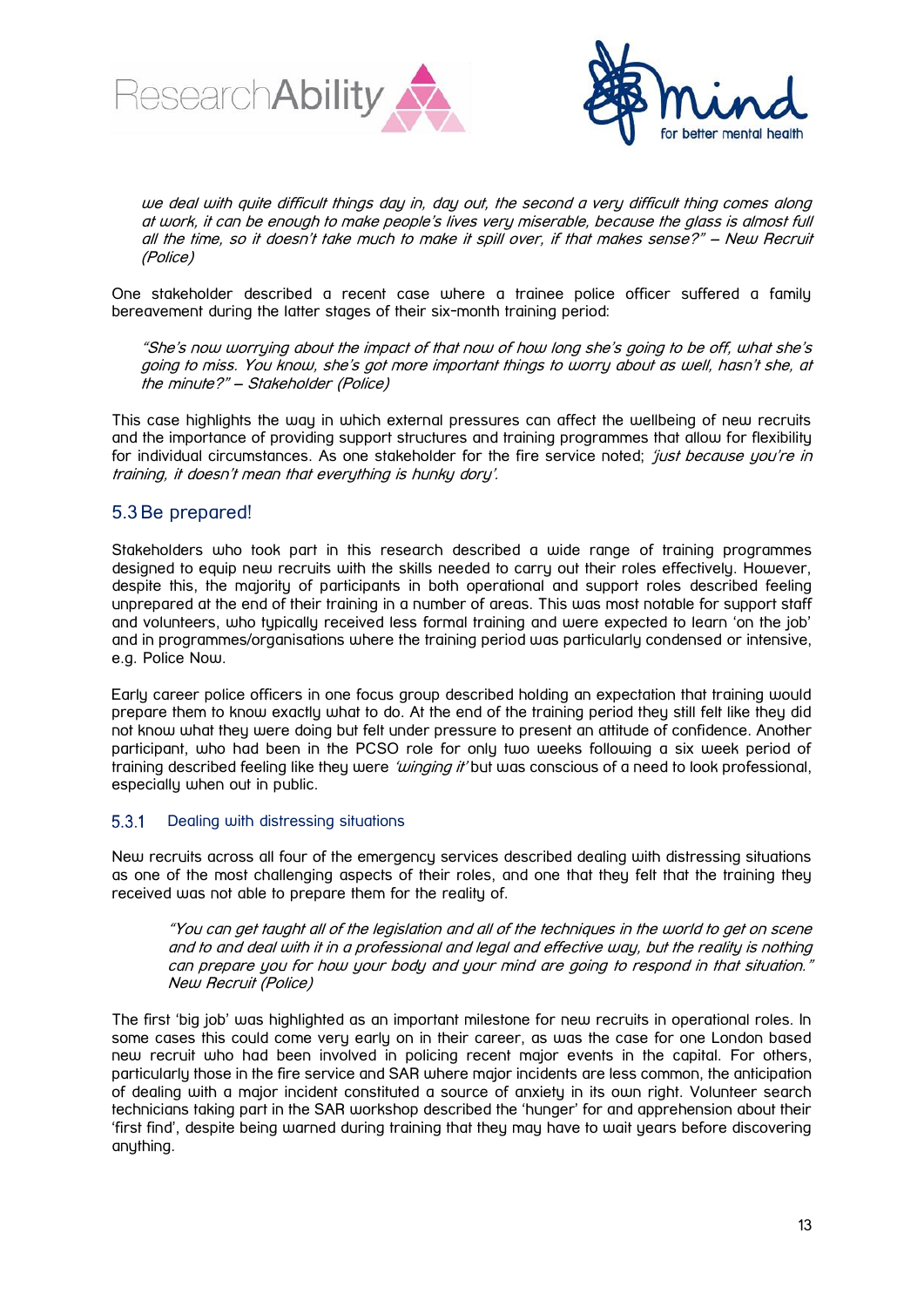*we deal with quite difficult things day in, day out, the second a very difficult thing comes along at work, it can be enough to make people's lives very miserable, because the glass is almost full all the time, so it doesn't take much to make it spill over, if that makes sense?" – New Recruit (Police)*

One stakeholder described a recent case where a trainee police officer suffered a family bereavement during the latter stages of their six-month training period:

> *"She's now worrying about the impact of that now of how long she's going to be off, what she's going to miss. You know, she's got more important things to worry about as well, hasn't she, at the minute?" – Stakeholder (Police)*

This case highlights the way in which external pressures can affect the wellbeing of new recruits and the importance of providing support structures and training programmes that allow for flexibility for individual circumstances. As one stakeholder for the fire service noted; *'just because you're in training, it doesn't mean that everything is hunky dory'.*

## 5.3 Be prepared!

Stakeholders who took part in this research described a wide range of training programmes designed to equip new recruits with the skills needed to carry out their roles effectively. However, despite this, the majority of participants in both operational and support roles described feeling unprepared at the end of their training in a number of areas. This was most notable for support staff and volunteers, who typically received less formal training and were expected to learn 'on the job' and in programmes/organisations where the training period was particularly condensed or intensive, e.g. Police Now.

Early career police officers in one focus group described holding an expectation that training would prepare them to know exactly what to do. At the end of the training period they still felt like they did not know what they were doing but felt under pressure to present an attitude of confidence. Another participant, who had been in the PCSO role for only two weeks following a six week period of training described feeling like they were *'winging it'* but was conscious of a need to look professional, especially when out in public.

### 5.3.1 Dealing with distressing situations

New recruits across all four of the emergency services described dealing with distressing situations as one of the most challenging aspects of their roles, and one that they felt that the training they received was not able to prepare them for the reality of.

> *"You can get taught all of the legislation and all of the techniques in the world to get on scene and to and deal with it in a professional and legal and effective way, but the reality is nothing can prepare you for how your body and your mind are going to respond in that situation." New Recruit (Police)*

The first 'big job' was highlighted as an important milestone for new recruits in operational roles. In some cases this could come very early on in their career, as was the case for one London based new recruit who had been involved in policing recent major events in the capital. For others, particularly those in the fire service and SAR where major incidents are less common, the anticipation of dealing with a major incident constituted a source of anxiety in its own right. Volunteer search technicians taking part in the SAR workshop described the 'hunger' for and apprehension about their 'first find', despite being warned during training that they may have to wait years before discovering anything.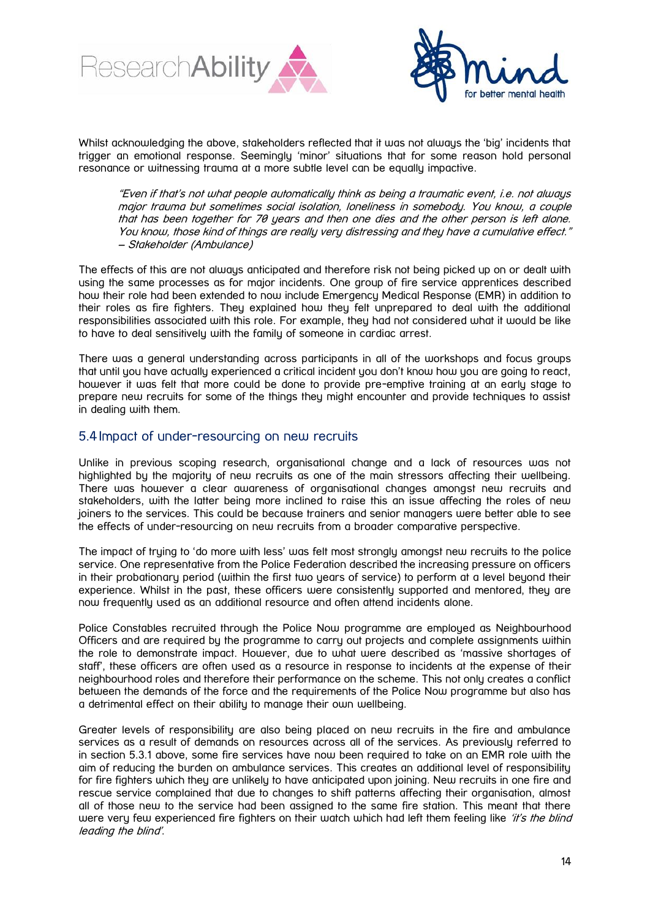Whilst acknowledging the above, stakeholders reflected that it was not always the 'big' incidents that trigger an emotional response. Seemingly 'minor' situations that for some reason hold personal resonance or witnessing trauma at a more subtle level can be equally impactive.

> *"Even if that's not what people automatically think as being a traumatic event, i.e. not always major trauma but sometimes social isolation, loneliness in somebody. You know, a couple that has been together for 70 years and then one dies and the other person is left alone. You know, those kind of things are really very distressing and they have a cumulative effect." – Stakeholder (Ambulance)*

The effects of this are not always anticipated and therefore risk not being picked up on or dealt with using the same processes as for major incidents. One group of fire service apprentices described how their role had been extended to now include Emergency Medical Response (EMR) in addition to their roles as fire fighters. They explained how they felt unprepared to deal with the additional responsibilities associated with this role. For example, they had not considered what it would be like to have to deal sensitively with the family of someone in cardiac arrest.

There was a general understanding across participants in all of the workshops and focus groups that until you have actually experienced a critical incident you don't know how you are going to react, however it was felt that more could be done to provide pre-emptive training at an early stage to prepare new recruits for some of the things they might encounter and provide techniques to assist in dealing with them.

## 5.4 Impact of under-resourcing on new recruits

Unlike in previous scoping research, organisational change and a lack of resources was not highlighted by the majority of new recruits as one of the main stressors affecting their wellbeing. There was however a clear awareness of organisational changes amongst new recruits and stakeholders, with the latter being more inclined to raise this an issue affecting the roles of new joiners to the services. This could be because trainers and senior managers were better able to see the effects of under-resourcing on new recruits from a broader comparative perspective.

The impact of trying to 'do more with less' was felt most strongly amongst new recruits to the police service. One representative from the Police Federation described the increasing pressure on officers in their probationary period (within the first two years of service) to perform at a level beyond their experience. Whilst in the past, these officers were consistently supported and mentored, they are now frequently used as an additional resource and often attend incidents alone.

Police Constables recruited through the Police Now programme are employed as Neighbourhood Officers and are required by the programme to carry out projects and complete assignments within the role to demonstrate impact. However, due to what were described as 'massive shortages of staff', these officers are often used as a resource in response to incidents at the expense of their neighbourhood roles and therefore their performance on the scheme. This not only creates a conflict between the demands of the force and the requirements of the Police Now programme but also has a detrimental effect on their ability to manage their own wellbeing.

Greater levels of responsibility are also being placed on new recruits in the fire and ambulance services as a result of demands on resources across all of the services. As previously referred to in section 5.3.1 above, some fire services have now been required to take on an EMR role with the aim of reducing the burden on ambulance services. This creates an additional level of responsibility for fire fighters which they are unlikely to have anticipated upon joining. New recruits in one fire and rescue service complained that due to changes to shift patterns affecting their organisation, almost all of those new to the service had been assigned to the same fire station. This meant that there were very few experienced fire fighters on their watch which had left them feeling like *'it's the blind leading the blind'*.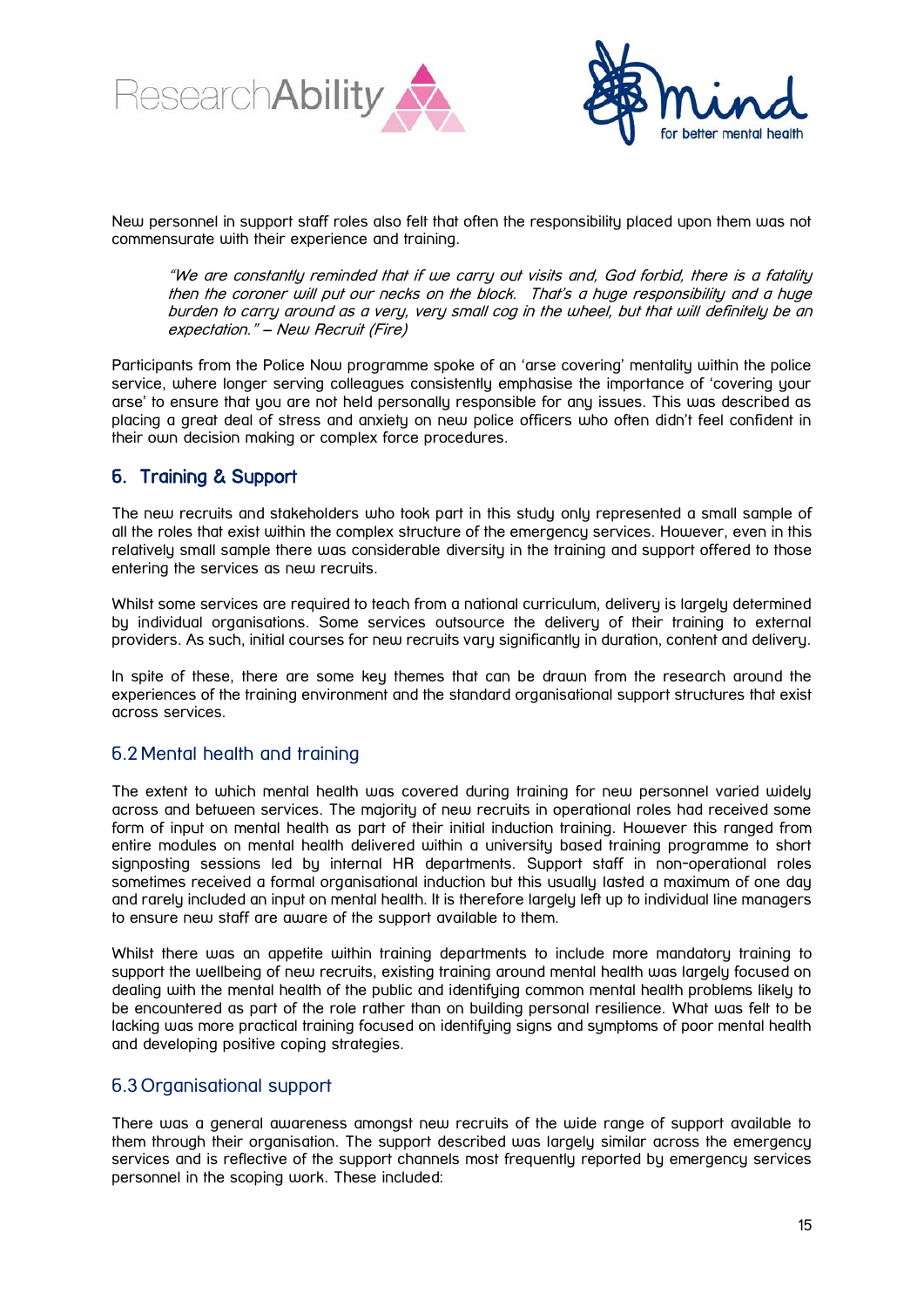New personnel in support staff roles also felt that often the responsibility placed upon them was not commensurate with their experience and training.

> *"We are constantly reminded that if we carry out visits and, God forbid, there is a fatality then the coroner will put our necks on the block. That's a huge responsibility and a huge burden to carry around as a very, very small cog in the wheel, but that will definitely be an expectation." – New Recruit (Fire)*

Participants from the Police Now programme spoke of an 'arse covering' mentality within the police service, where longer serving colleagues consistently emphasise the importance of 'covering your arse' to ensure that you are not held personally responsible for any issues. This was described as placing a great deal of stress and anxiety on new police officers who often didn't feel confident in their own decision making or complex force procedures.

## 6. Training & Support

The new recruits and stakeholders who took part in this study only represented a small sample of all the roles that exist within the complex structure of the emergency services. However, even in this relatively small sample there was considerable diversity in the training and support offered to those entering the services as new recruits.

Whilst some services are required to teach from a national curriculum, delivery is largely determined by individual organisations. Some services outsource the delivery of their training to external providers. As such, initial courses for new recruits vary significantly in duration, content and delivery.

In spite of these, there are some key themes that can be drawn from the research around the experiences of the training environment and the standard organisational support structures that exist across services.

### 6.2 Mental health and training

The extent to which mental health was covered during training for new personnel varied widely across and between services. The majority of new recruits in operational roles had received some form of input on mental health as part of their initial induction training. However this ranged from entire modules on mental health delivered within a university based training programme to short signposting sessions led by internal HR departments. Support staff in non-operational roles sometimes received a formal organisational induction but this usually lasted a maximum of one day and rarely included an input on mental health. It is therefore largely left up to individual line managers to ensure new staff are aware of the support available to them.

Whilst there was an appetite within training departments to include more mandatory training to support the wellbeing of new recruits, existing training around mental health was largely focused on dealing with the mental health of the public and identifying common mental health problems likely to be encountered as part of the role rather than on building personal resilience. What was felt to be lacking was more practical training focused on identifying signs and symptoms of poor mental health and developing positive coping strategies.

### 6.3 Organisational support

There was a general awareness amongst new recruits of the wide range of support available to them through their organisation. The support described was largely similar across the emergency services and is reflective of the support channels most frequently reported by emergency services personnel in the scoping work. These included: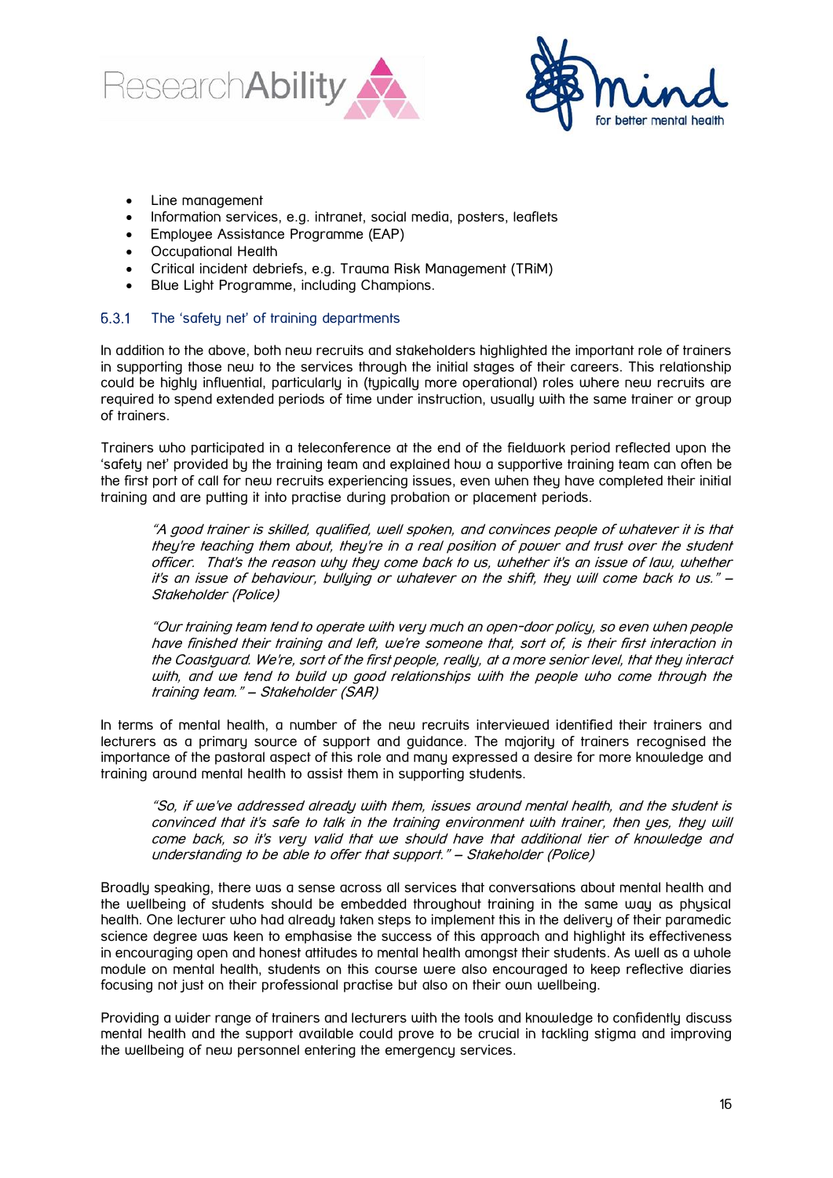- Line management
- Information services, e.g. intranet, social media, posters, leaflets
- Employee Assistance Programme (EAP)
- Occupational Health
- Critical incident debriefs, e.g. Trauma Risk Management (TRiM)
- Blue Light Programme, including Champions.

### 6.3.1 The 'safety net' of training departments

In addition to the above, both new recruits and stakeholders highlighted the important role of trainers in supporting those new to the services through the initial stages of their careers. This relationship could be highly influential, particularly in (typically more operational) roles where new recruits are required to spend extended periods of time under instruction, usually with the same trainer or group of trainers.

Trainers who participated in a teleconference at the end of the fieldwork period reflected upon the 'safety net' provided by the training team and explained how a supportive training team can often be the first port of call for new recruits experiencing issues, even when they have completed their initial training and are putting it into practise during probation or placement periods.

> *"A good trainer is skilled, qualified, well spoken, and convinces people of whatever it is that they're teaching them about, they're in a real position of power and trust over the student officer. That's the reason why they come back to us, whether it's an issue of law, whether it's an issue of behaviour, bullying or whatever on the shift, they will come back to us." – Stakeholder (Police)*

> *"Our training team tend to operate with very much an open-door policy, so even when people have finished their training and left, we're someone that, sort of, is their first interaction in the Coastguard. We're, sort of the first people, really, at a more senior level, that they interact with, and we tend to build up good relationships with the people who come through the training team." – Stakeholder (SAR)*

In terms of mental health, a number of the new recruits interviewed identified their trainers and lecturers as a primary source of support and guidance. The majority of trainers recognised the importance of the pastoral aspect of this role and many expressed a desire for more knowledge and training around mental health to assist them in supporting students.

> *"So, if we've addressed already with them, issues around mental health, and the student is convinced that it's safe to talk in the training environment with trainer, then yes, they will come back, so it's very valid that we should have that additional tier of knowledge and understanding to be able to offer that support." – Stakeholder (Police)*

Broadly speaking, there was a sense across all services that conversations about mental health and the wellbeing of students should be embedded throughout training in the same way as physical health. One lecturer who had already taken steps to implement this in the delivery of their paramedic science degree was keen to emphasise the success of this approach and highlight its effectiveness in encouraging open and honest attitudes to mental health amongst their students. As well as a whole module on mental health, students on this course were also encouraged to keep reflective diaries focusing not just on their professional practise but also on their own wellbeing.

Providing a wider range of trainers and lecturers with the tools and knowledge to confidently discuss mental health and the support available could prove to be crucial in tackling stigma and improving the wellbeing of new personnel entering the emergency services.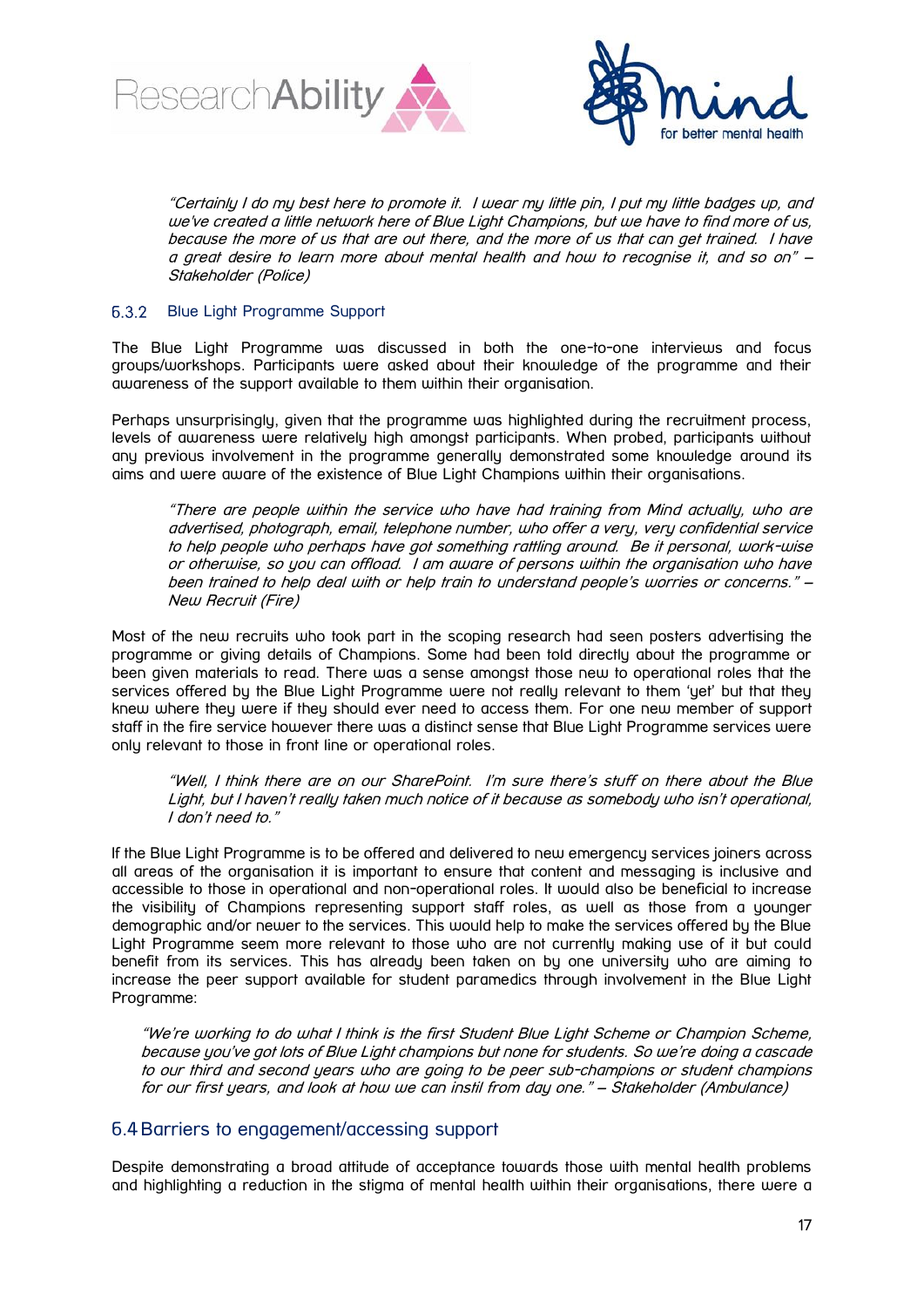*"Certainly I do my best here to promote it. I wear my little pin, I put my little badges up, and we've created a little network here of Blue Light Champions, but we have to find more of us, because the more of us that are out there, and the more of us that can get trained. I have a great desire to learn more about mental health and how to recognise it, and so on" – Stakeholder (Police)*

### 6.3.2 Blue Light Programme Support

The Blue Light Programme was discussed in both the one-to-one interviews and focus groups/workshops. Participants were asked about their knowledge of the programme and their awareness of the support available to them within their organisation.

Perhaps unsurprisingly, given that the programme was highlighted during the recruitment process, levels of awareness were relatively high amongst participants. When probed, participants without any previous involvement in the programme generally demonstrated some knowledge around its aims and were aware of the existence of Blue Light Champions within their organisations.

*"There are people within the service who have had training from Mind actually, who are advertised, photograph, email, telephone number, who offer a very, very confidential service to help people who perhaps have got something rattling around. Be it personal, work-wise or otherwise, so you can offload. I am aware of persons within the organisation who have been trained to help deal with or help train to understand people's worries or concerns." – New Recruit (Fire)*

Most of the new recruits who took part in the scoping research had seen posters advertising the programme or giving details of Champions. Some had been told directly about the programme or been given materials to read. There was a sense amongst those new to operational roles that the services offered by the Blue Light Programme were not really relevant to them 'yet' but that they knew where they were if they should ever need to access them. For one new member of support staff in the fire service however there was a distinct sense that Blue Light Programme services were only relevant to those in front line or operational roles.

*"Well, I think there are on our SharePoint. I'm sure there's stuff on there about the Blue Light, but I haven't really taken much notice of it because as somebody who isn't operational, I don't need to."*

If the Blue Light Programme is to be offered and delivered to new emergency services joiners across all areas of the organisation it is important to ensure that content and messaging is inclusive and accessible to those in operational and non-operational roles. It would also be beneficial to increase the visibility of Champions representing support staff roles, as well as those from a younger demographic and/or newer to the services. This would help to make the services offered by the Blue Light Programme seem more relevant to those who are not currently making use of it but could benefit from its services. This has already been taken on by one university who are aiming to increase the peer support available for student paramedics through involvement in the Blue Light Programme:

*"We're working to do what I think is the first Student Blue Light Scheme or Champion Scheme, because you've got lots of Blue Light champions but none for students. So we're doing a cascade to our third and second years who are going to be peer sub-champions or student champions for our first years, and look at how we can instil from day one." – Stakeholder (Ambulance)*

## 6.4 Barriers to engagement/accessing support

Despite demonstrating a broad attitude of acceptance towards those with mental health problems and highlighting a reduction in the stigma of mental health within their organisations, there were a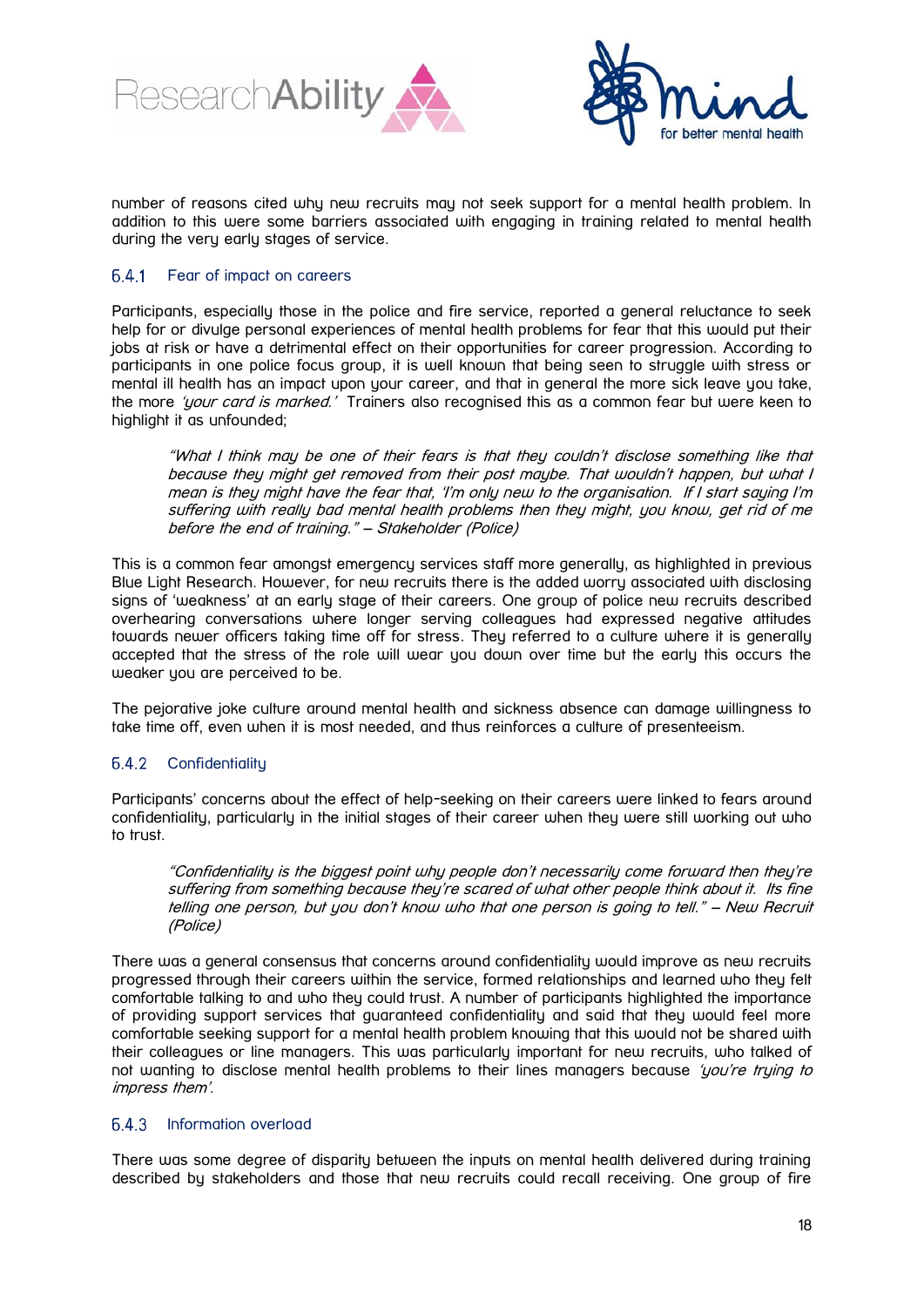number of reasons cited why new recruits may not seek support for a mental health problem. In addition to this were some barriers associated with engaging in training related to mental health during the very early stages of service.

### 6.4.1 Fear of impact on careers

Participants, especially those in the police and fire service, reported a general reluctance to seek help for or divulge personal experiences of mental health problems for fear that this would put their jobs at risk or have a detrimental effect on their opportunities for career progression. According to participants in one police focus group, it is well known that being seen to struggle with stress or mental ill health has an impact upon your career, and that in general the more sick leave you take, the more *'your card is marked.'* Trainers also recognised this as a common fear but were keen to highlight it as unfounded;

> *"What I think may be one of their fears is that they couldn't disclose something like that because they might get removed from their post maybe. That wouldn't happen, but what I mean is they might have the fear that, 'I'm only new to the organisation. If I start saying I'm suffering with really bad mental health problems then they might, you know, get rid of me before the end of training." – Stakeholder (Police)*

This is a common fear amongst emergency services staff more generally, as highlighted in previous Blue Light Research. However, for new recruits there is the added worry associated with disclosing signs of 'weakness' at an early stage of their careers. One group of police new recruits described overhearing conversations where longer serving colleagues had expressed negative attitudes towards newer officers taking time off for stress. They referred to a culture where it is generally accepted that the stress of the role will wear you down over time but the early this occurs the weaker you are perceived to be.

The pejorative joke culture around mental health and sickness absence can damage willingness to take time off, even when it is most needed, and thus reinforces a culture of presenteeism.

### 6.4.2 Confidentiality

Participants' concerns about the effect of help-seeking on their careers were linked to fears around confidentiality, particularly in the initial stages of their career when they were still working out who to trust.

> *"Confidentiality is the biggest point why people don't necessarily come forward then they're suffering from something because they're scared of what other people think about it. Its fine telling one person, but you don't know who that one person is going to tell." – New Recruit (Police)*

There was a general consensus that concerns around confidentiality would improve as new recruits progressed through their careers within the service, formed relationships and learned who they felt comfortable talking to and who they could trust. A number of participants highlighted the importance of providing support services that guaranteed confidentiality and said that they would feel more comfortable seeking support for a mental health problem knowing that this would not be shared with their colleagues or line managers. This was particularly important for new recruits, who talked of not wanting to disclose mental health problems to their lines managers because *'you're trying to impress them'.*

### 6.4.3 Information overload

There was some degree of disparity between the inputs on mental health delivered during training described by stakeholders and those that new recruits could recall receiving. One group of fire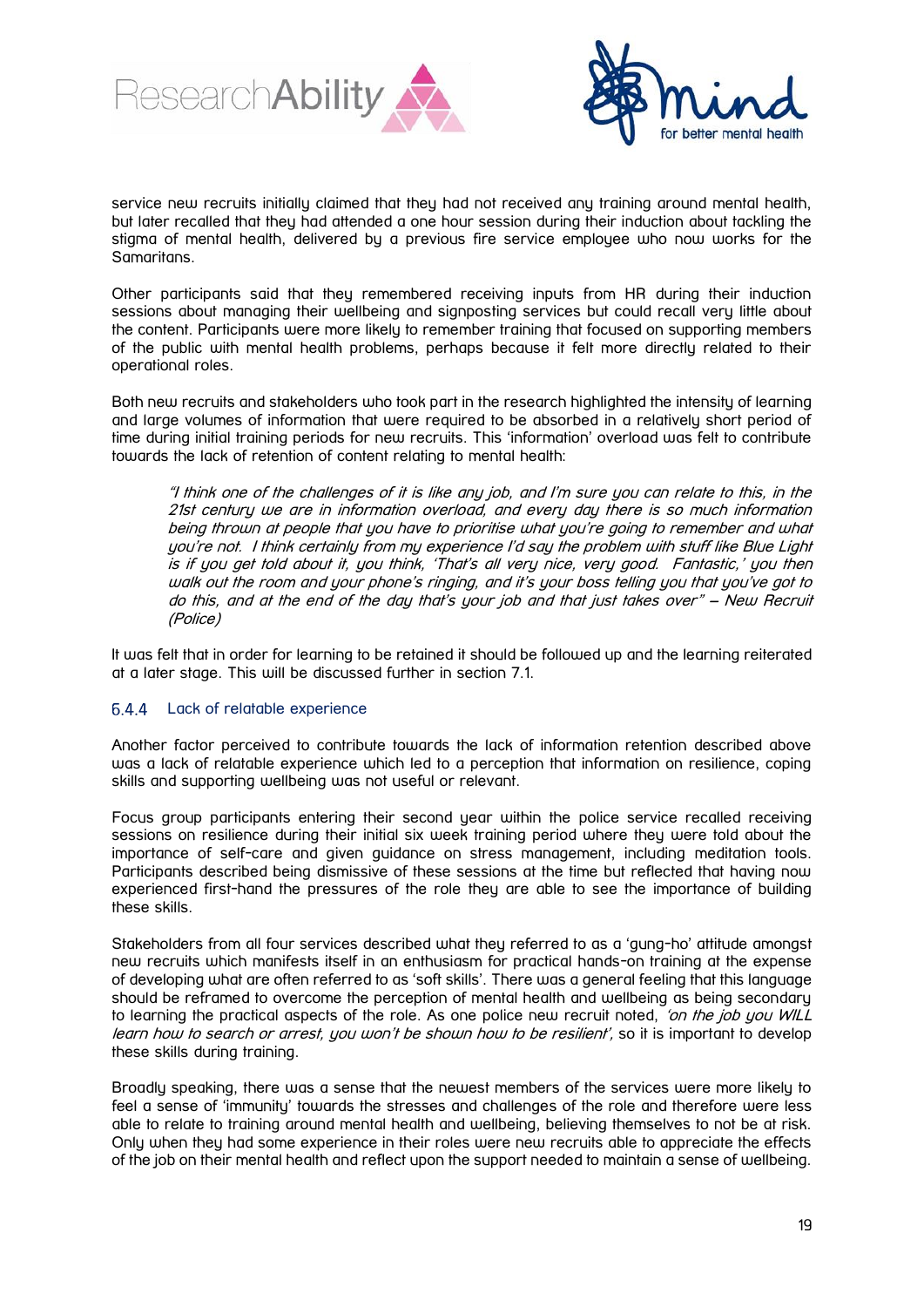service new recruits initially claimed that they had not received any training around mental health, but later recalled that they had attended a one hour session during their induction about tackling the stigma of mental health, delivered by a previous fire service employee who now works for the Samaritans.

Other participants said that they remembered receiving inputs from HR during their induction sessions about managing their wellbeing and signposting services but could recall very little about the content. Participants were more likely to remember training that focused on supporting members of the public with mental health problems, perhaps because it felt more directly related to their operational roles.

Both new recruits and stakeholders who took part in the research highlighted the intensity of learning and large volumes of information that were required to be absorbed in a relatively short period of time during initial training periods for new recruits. This 'information' overload was felt to contribute towards the lack of retention of content relating to mental health:

> *"I think one of the challenges of it is like any job, and I'm sure you can relate to this, in the 21st century we are in information overload, and every day there is so much information being thrown at people that you have to prioritise what you're going to remember and what you're not. I think certainly from my experience I'd say the problem with stuff like Blue Light is if you get told about it, you think, 'That's all very nice, very good. Fantastic,' you then walk out the room and your phone's ringing, and it's your boss telling you that you've got to do this, and at the end of the day that's your job and that just takes over" – New Recruit (Police)*

It was felt that in order for learning to be retained it should be followed up and the learning reiterated at a later stage. This will be discussed further in section 7.1.

### 6.4.4 Lack of relatable experience

Another factor perceived to contribute towards the lack of information retention described above was a lack of relatable experience which led to a perception that information on resilience, coping skills and supporting wellbeing was not useful or relevant.

Focus group participants entering their second year within the police service recalled receiving sessions on resilience during their initial six week training period where they were told about the importance of self-care and given guidance on stress management, including meditation tools. Participants described being dismissive of these sessions at the time but reflected that having now experienced first-hand the pressures of the role they are able to see the importance of building these skills.

Stakeholders from all four services described what they referred to as a 'gung-ho' attitude amongst new recruits which manifests itself in an enthusiasm for practical hands-on training at the expense of developing what are often referred to as 'soft skills'. There was a general feeling that this language should be reframed to overcome the perception of mental health and wellbeing as being secondary to learning the practical aspects of the role. As one police new recruit noted, *'on the job you WILL learn how to search or arrest, you won't be shown how to be resilient',* so it is important to develop these skills during training.

Broadly speaking, there was a sense that the newest members of the services were more likely to feel a sense of 'immunity' towards the stresses and challenges of the role and therefore were less able to relate to training around mental health and wellbeing, believing themselves to not be at risk. Only when they had some experience in their roles were new recruits able to appreciate the effects of the job on their mental health and reflect upon the support needed to maintain a sense of wellbeing.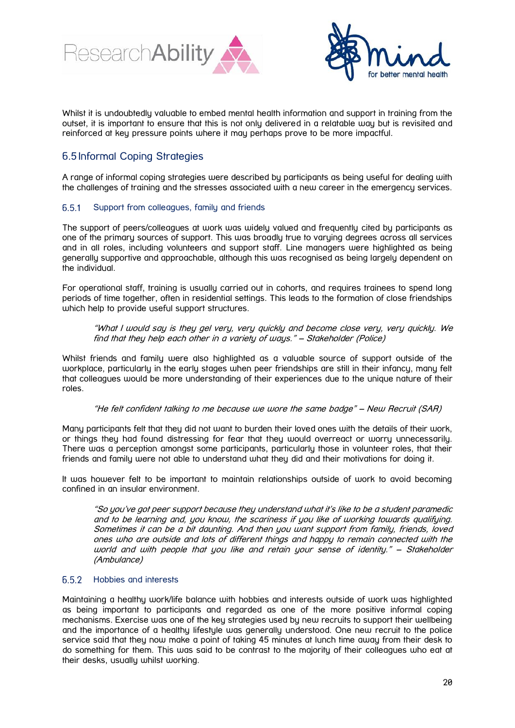Whilst it is undoubtedly valuable to embed mental health information and support in training from the outset, it is important to ensure that this is not only delivered in a relatable way but is revisited and reinforced at key pressure points where it may perhaps prove to be more impactful.

## 6.5 Informal Coping Strategies

A range of informal coping strategies were described by participants as being useful for dealing with the challenges of training and the stresses associated with a new career in the emergency services.

### 6.5.1 Support from colleagues, family and friends

The support of peers/colleagues at work was widely valued and frequently cited by participants as one of the primary sources of support. This was broadly true to varying degrees across all services and in all roles, including volunteers and support staff. Line managers were highlighted as being generally supportive and approachable, although this was recognised as being largely dependent on the individual.

For operational staff, training is usually carried out in cohorts, and requires trainees to spend long periods of time together, often in residential settings. This leads to the formation of close friendships which help to provide useful support structures.

> *"What I would say is they gel very, very quickly and become close very, very quickly. We find that they help each other in a variety of ways." – Stakeholder (Police)*

Whilst friends and family were also highlighted as a valuable source of support outside of the workplace, particularly in the early stages when peer friendships are still in their infancy, many felt that colleagues would be more understanding of their experiences due to the unique nature of their roles.

> *"He felt confident talking to me because we wore the same badge" – New Recruit (SAR)*

Many participants felt that they did not want to burden their loved ones with the details of their work, or things they had found distressing for fear that they would overreact or worry unnecessarily. There was a perception amongst some participants, particularly those in volunteer roles, that their friends and family were not able to understand what they did and their motivations for doing it.

It was however felt to be important to maintain relationships outside of work to avoid becoming confined in an insular environment.

> *"So you've got peer support because they understand what it's like to be a student paramedic and to be learning and, you know, the scariness if you like of working towards qualifying. Sometimes it can be a bit daunting. And then you want support from family, friends, loved ones who are outside and lots of different things and happy to remain connected with the world and with people that you like and retain your sense of identity." – Stakeholder (Ambulance)*

### 6.5.2 Hobbies and interests

Maintaining a healthy work/life balance with hobbies and interests outside of work was highlighted as being important to participants and regarded as one of the more positive informal coping mechanisms. Exercise was one of the key strategies used by new recruits to support their wellbeing and the importance of a healthy lifestyle was generally understood. One new recruit to the police service said that they now make a point of taking 45 minutes at lunch time away from their desk to do something for them. This was said to be contrast to the majority of their colleagues who eat at their desks, usually whilst working.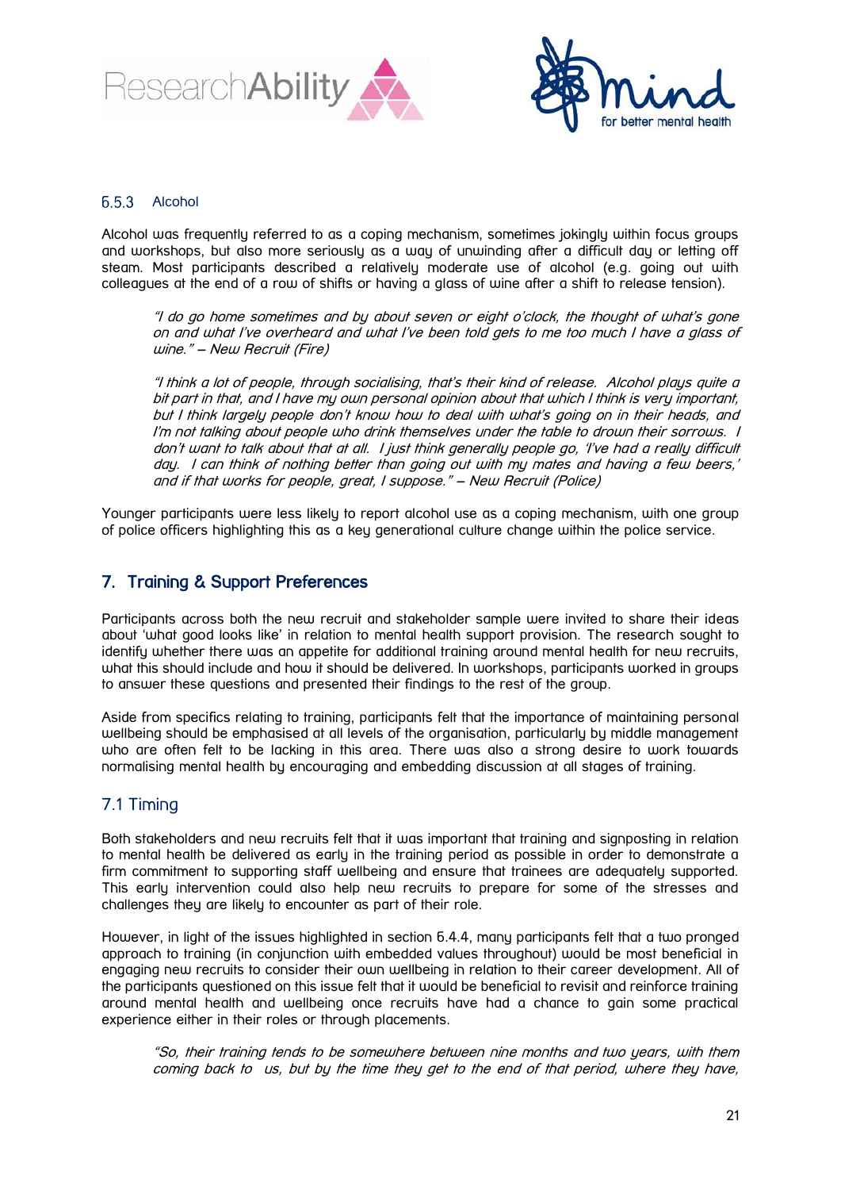### 6.5.3 Alcohol

Alcohol was frequently referred to as a coping mechanism, sometimes jokingly within focus groups and workshops, but also more seriously as a way of unwinding after a difficult day or letting off steam. Most participants described a relatively moderate use of alcohol (e.g. going out with colleagues at the end of a row of shifts or having a glass of wine after a shift to release tension).

> *"I do go home sometimes and by about seven or eight o'clock, the thought of what's gone on and what I've overheard and what I've been told gets to me too much I have a glass of wine." – New Recruit (Fire)*

> *"I think a lot of people, through socialising, that's their kind of release. Alcohol plays quite a bit part in that, and I have my own personal opinion about that which I think is very important, but I think largely people don't know how to deal with what's going on in their heads, and I'm not talking about people who drink themselves under the table to drown their sorrows. I don't want to talk about that at all. I just think generally people go, 'I've had a really difficult day. I can think of nothing better than going out with my mates and having a few beers,' and if that works for people, great, I suppose." – New Recruit (Police)*

Younger participants were less likely to report alcohol use as a coping mechanism, with one group of police officers highlighting this as a key generational culture change within the police service.

## 7. Training & Support Preferences

Participants across both the new recruit and stakeholder sample were invited to share their ideas about 'what good looks like' in relation to mental health support provision. The research sought to identify whether there was an appetite for additional training around mental health for new recruits, what this should include and how it should be delivered. In workshops, participants worked in groups to answer these questions and presented their findings to the rest of the group.

Aside from specifics relating to training, participants felt that the importance of maintaining personal wellbeing should be emphasised at all levels of the organisation, particularly by middle management who are often felt to be lacking in this area. There was also a strong desire to work towards normalising mental health by encouraging and embedding discussion at all stages of training.

### 7.1 Timing

Both stakeholders and new recruits felt that it was important that training and signposting in relation to mental health be delivered as early in the training period as possible in order to demonstrate a firm commitment to supporting staff wellbeing and ensure that trainees are adequately supported. This early intervention could also help new recruits to prepare for some of the stresses and challenges they are likely to encounter as part of their role.

However, in light of the issues highlighted in section 6.4.4, many participants felt that a two pronged approach to training (in conjunction with embedded values throughout) would be most beneficial in engaging new recruits to consider their own wellbeing in relation to their career development. All of the participants questioned on this issue felt that it would be beneficial to revisit and reinforce training around mental health and wellbeing once recruits have had a chance to gain some practical experience either in their roles or through placements.

> *"So, their training tends to be somewhere between nine months and two years, with them coming back to us, but by the time they get to the end of that period, where they have,*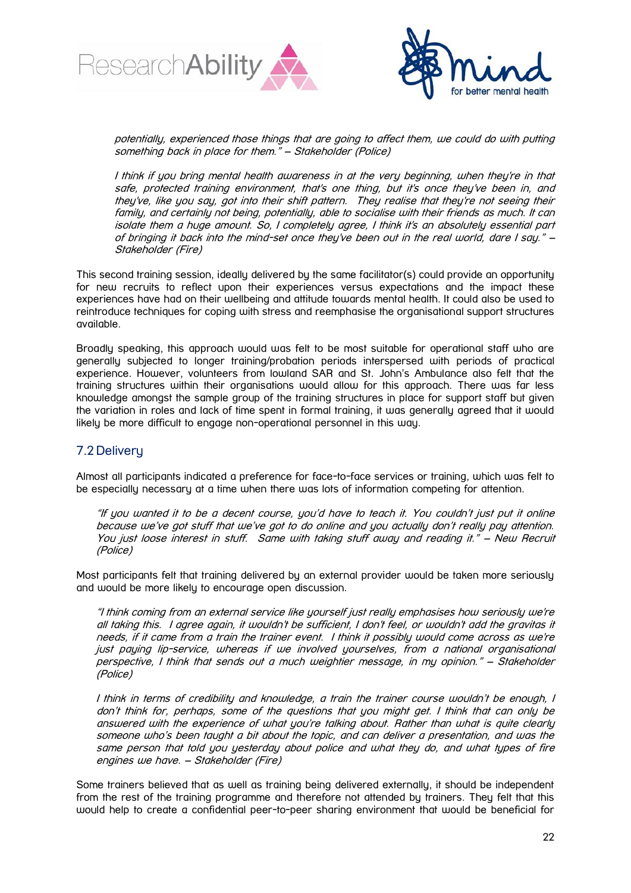*potentially, experienced those things that are going to affect them, we could do with putting something back in place for them." – Stakeholder (Police)*

*I think if you bring mental health awareness in at the very beginning, when they're in that safe, protected training environment, that's one thing, but it's once they've been in, and they've, like you say, got into their shift pattern. They realise that they're not seeing their family, and certainly not being, potentially, able to socialise with their friends as much. It can isolate them a huge amount. So, I completely agree, I think it's an absolutely essential part of bringing it back into the mind-set once they've been out in the real world, dare I say." – Stakeholder (Fire)*

This second training session, ideally delivered by the same facilitator(s) could provide an opportunity for new recruits to reflect upon their experiences versus expectations and the impact these experiences have had on their wellbeing and attitude towards mental health. It could also be used to reintroduce techniques for coping with stress and reemphasise the organisational support structures available.

Broadly speaking, this approach would was felt to be most suitable for operational staff who are generally subjected to longer training/probation periods interspersed with periods of practical experience. However, volunteers from lowland SAR and St. John's Ambulance also felt that the training structures within their organisations would allow for this approach. There was far less knowledge amongst the sample group of the training structures in place for support staff but given the variation in roles and lack of time spent in formal training, it was generally agreed that it would likely be more difficult to engage non-operational personnel in this way.

## 7.2 Delivery

Almost all participants indicated a preference for face-to-face services or training, which was felt to be especially necessary at a time when there was lots of information competing for attention.

*"If you wanted it to be a decent course, you'd have to teach it. You couldn't just put it online because we've got stuff that we've got to do online and you actually don't really pay attention. You just loose interest in stuff. Same with taking stuff away and reading it." – New Recruit (Police)*

Most participants felt that training delivered by an external provider would be taken more seriously and would be more likely to encourage open discussion.

*"I think coming from an external service like yourself just really emphasises how seriously we're all taking this. I agree again, it wouldn't be sufficient, I don't feel, or wouldn't add the gravitas it needs, if it came from a train the trainer event. I think it possibly would come across as we're just paying lip-service, whereas if we involved yourselves, from a national organisational perspective, I think that sends out a much weightier message, in my opinion." – Stakeholder (Police)*

*I think in terms of credibility and knowledge, a train the trainer course wouldn't be enough, I don't think for, perhaps, some of the questions that you might get. I think that can only be answered with the experience of what you're talking about. Rather than what is quite clearly someone who's been taught a bit about the topic, and can deliver a presentation, and was the same person that told you yesterday about police and what they do, and what types of fire engines we have. – Stakeholder (Fire)*

Some trainers believed that as well as training being delivered externally, it should be independent from the rest of the training programme and therefore not attended by trainers. They felt that this would help to create a confidential peer-to-peer sharing environment that would be beneficial for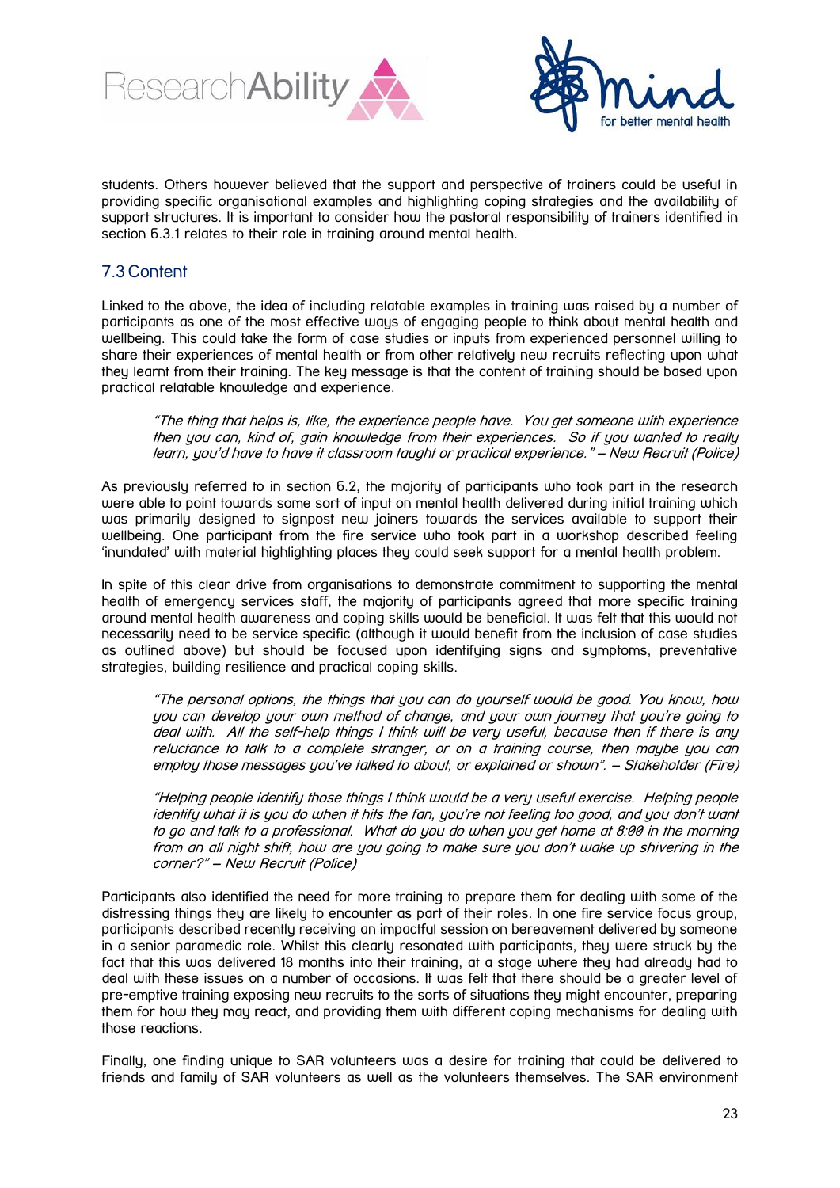students. Others however believed that the support and perspective of trainers could be useful in providing specific organisational examples and highlighting coping strategies and the availability of support structures. It is important to consider how the pastoral responsibility of trainers identified in section 6.3.1 relates to their role in training around mental health.

## 7.3 Content

Linked to the above, the idea of including relatable examples in training was raised by a number of participants as one of the most effective ways of engaging people to think about mental health and wellbeing. This could take the form of case studies or inputs from experienced personnel willing to share their experiences of mental health or from other relatively new recruits reflecting upon what they learnt from their training. The key message is that the content of training should be based upon practical relatable knowledge and experience.

> *"The thing that helps is, like, the experience people have. You get someone with experience then you can, kind of, gain knowledge from their experiences. So if you wanted to really learn, you'd have to have it classroom taught or practical experience." – New Recruit (Police)*

As previously referred to in section 6.2, the majority of participants who took part in the research were able to point towards some sort of input on mental health delivered during initial training which was primarily designed to signpost new joiners towards the services available to support their wellbeing. One participant from the fire service who took part in a workshop described feeling 'inundated' with material highlighting places they could seek support for a mental health problem.

In spite of this clear drive from organisations to demonstrate commitment to supporting the mental health of emergency services staff, the majority of participants agreed that more specific training around mental health awareness and coping skills would be beneficial. It was felt that this would not necessarily need to be service specific (although it would benefit from the inclusion of case studies as outlined above) but should be focused upon identifying signs and symptoms, preventative strategies, building resilience and practical coping skills.

> *"The personal options, the things that you can do yourself would be good. You know, how you can develop your own method of change, and your own journey that you're going to deal with. All the self-help things I think will be very useful, because then if there is any reluctance to talk to a complete stranger, or on a training course, then maybe you can employ those messages you've talked to about, or explained or shown". – Stakeholder (Fire)*

> *"Helping people identify those things I think would be a very useful exercise. Helping people identify what it is you do when it hits the fan, you're not feeling too good, and you don't want to go and talk to a professional. What do you do when you get home at 8:00 in the morning from an all night shift, how are you going to make sure you don't wake up shivering in the corner?" – New Recruit (Police)*

Participants also identified the need for more training to prepare them for dealing with some of the distressing things they are likely to encounter as part of their roles. In one fire service focus group, participants described recently receiving an impactful session on bereavement delivered by someone in a senior paramedic role. Whilst this clearly resonated with participants, they were struck by the fact that this was delivered 18 months into their training, at a stage where they had already had to deal with these issues on a number of occasions. It was felt that there should be a greater level of pre-emptive training exposing new recruits to the sorts of situations they might encounter, preparing them for how they may react, and providing them with different coping mechanisms for dealing with those reactions.

Finally, one finding unique to SAR volunteers was a desire for training that could be delivered to friends and family of SAR volunteers as well as the volunteers themselves. The SAR environment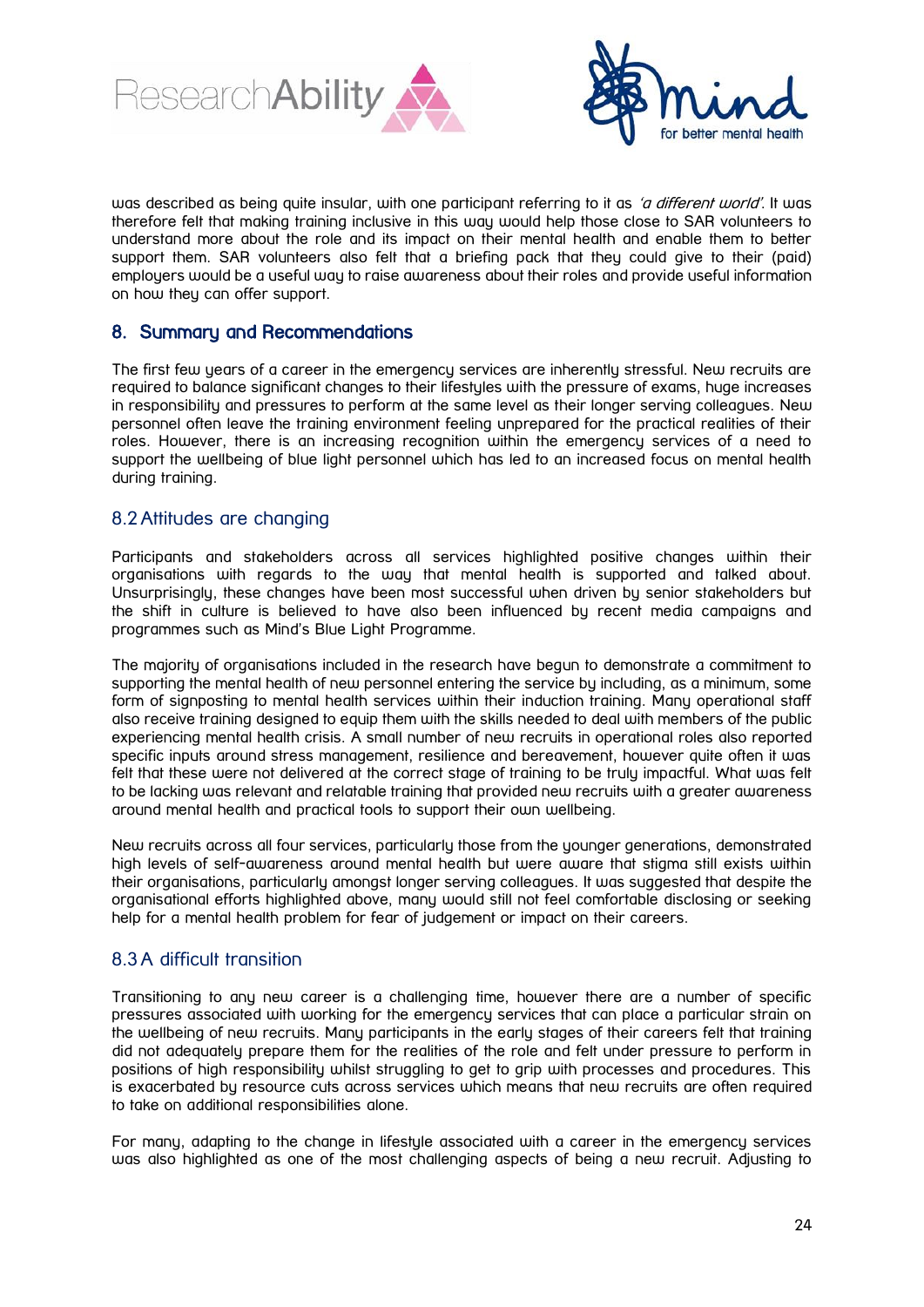was described as being quite insular, with one participant referring to it as *'a different world'*. It was therefore felt that making training inclusive in this way would help those close to SAR volunteers to understand more about the role and its impact on their mental health and enable them to better support them. SAR volunteers also felt that a briefing pack that they could give to their (paid) employers would be a useful way to raise awareness about their roles and provide useful information on how they can offer support.

## 8. Summary and Recommendations

The first few years of a career in the emergency services are inherently stressful. New recruits are required to balance significant changes to their lifestyles with the pressure of exams, huge increases in responsibility and pressures to perform at the same level as their longer serving colleagues. New personnel often leave the training environment feeling unprepared for the practical realities of their roles. However, there is an increasing recognition within the emergency services of a need to support the wellbeing of blue light personnel which has led to an increased focus on mental health during training.

### 8.2 Attitudes are changing

Participants and stakeholders across all services highlighted positive changes within their organisations with regards to the way that mental health is supported and talked about. Unsurprisingly, these changes have been most successful when driven by senior stakeholders but the shift in culture is believed to have also been influenced by recent media campaigns and programmes such as Mind's Blue Light Programme.

The majority of organisations included in the research have begun to demonstrate a commitment to supporting the mental health of new personnel entering the service by including, as a minimum, some form of signposting to mental health services within their induction training. Many operational staff also receive training designed to equip them with the skills needed to deal with members of the public experiencing mental health crisis. A small number of new recruits in operational roles also reported specific inputs around stress management, resilience and bereavement, however quite often it was felt that these were not delivered at the correct stage of training to be truly impactful. What was felt to be lacking was relevant and relatable training that provided new recruits with a greater awareness around mental health and practical tools to support their own wellbeing.

New recruits across all four services, particularly those from the younger generations, demonstrated high levels of self-awareness around mental health but were aware that stigma still exists within their organisations, particularly amongst longer serving colleagues. It was suggested that despite the organisational efforts highlighted above, many would still not feel comfortable disclosing or seeking help for a mental health problem for fear of judgement or impact on their careers.

### 8.3 A difficult transition

Transitioning to any new career is a challenging time, however there are a number of specific pressures associated with working for the emergency services that can place a particular strain on the wellbeing of new recruits. Many participants in the early stages of their careers felt that training did not adequately prepare them for the realities of the role and felt under pressure to perform in positions of high responsibility whilst struggling to get to grip with processes and procedures. This is exacerbated by resource cuts across services which means that new recruits are often required to take on additional responsibilities alone.

For many, adapting to the change in lifestyle associated with a career in the emergency services was also highlighted as one of the most challenging aspects of being a new recruit. Adjusting to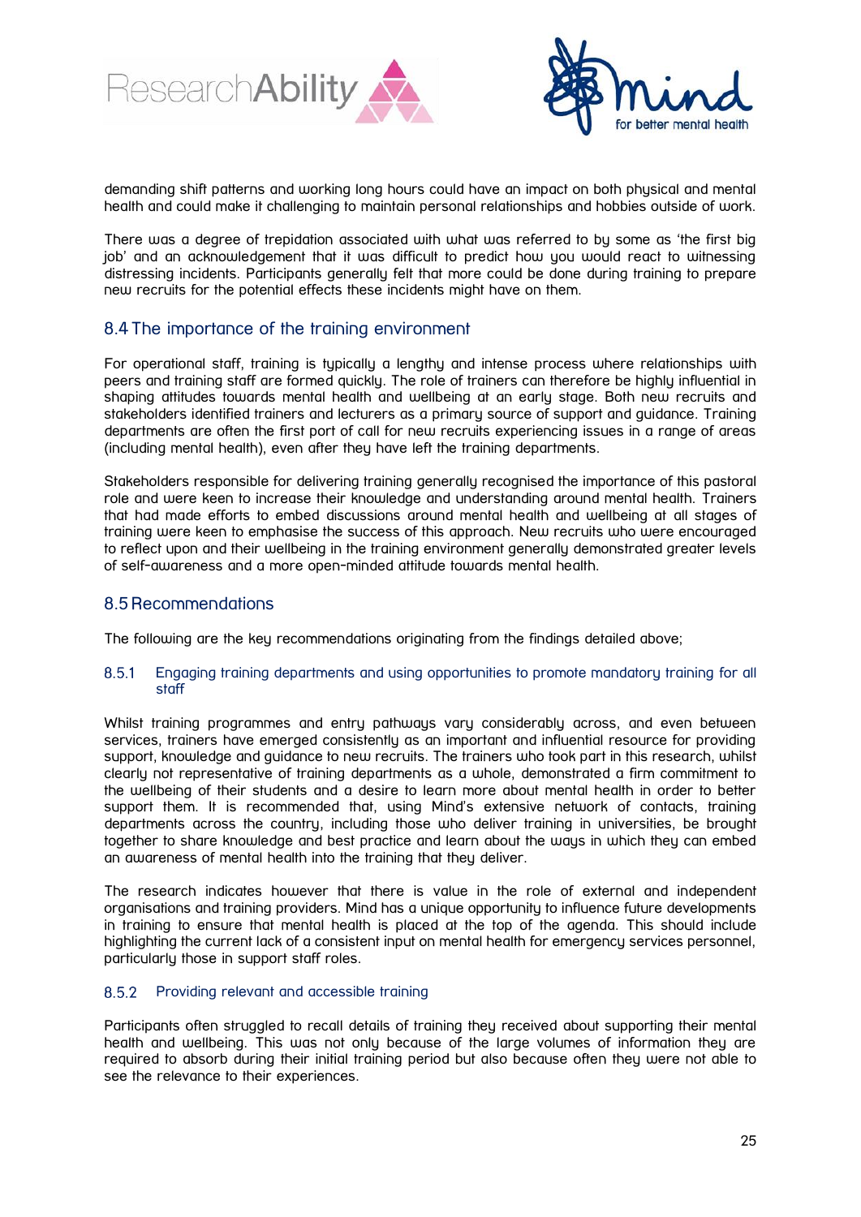demanding shift patterns and working long hours could have an impact on both physical and mental health and could make it challenging to maintain personal relationships and hobbies outside of work.

There was a degree of trepidation associated with what was referred to by some as 'the first big job' and an acknowledgement that it was difficult to predict how you would react to witnessing distressing incidents. Participants generally felt that more could be done during training to prepare new recruits for the potential effects these incidents might have on them.

## 8.4 The importance of the training environment

For operational staff, training is typically a lengthy and intense process where relationships with peers and training staff are formed quickly. The role of trainers can therefore be highly influential in shaping attitudes towards mental health and wellbeing at an early stage. Both new recruits and stakeholders identified trainers and lecturers as a primary source of support and guidance. Training departments are often the first port of call for new recruits experiencing issues in a range of areas (including mental health), even after they have left the training departments.

Stakeholders responsible for delivering training generally recognised the importance of this pastoral role and were keen to increase their knowledge and understanding around mental health. Trainers that had made efforts to embed discussions around mental health and wellbeing at all stages of training were keen to emphasise the success of this approach. New recruits who were encouraged to reflect upon and their wellbeing in the training environment generally demonstrated greater levels of self-awareness and a more open-minded attitude towards mental health.

## 8.5 Recommendations

The following are the key recommendations originating from the findings detailed above;

### 8.5.1 Engaging training departments and using opportunities to promote mandatory training for all staff

Whilst training programmes and entry pathways vary considerably across, and even between services, trainers have emerged consistently as an important and influential resource for providing support, knowledge and guidance to new recruits. The trainers who took part in this research, whilst clearly not representative of training departments as a whole, demonstrated a firm commitment to the wellbeing of their students and a desire to learn more about mental health in order to better support them. It is recommended that, using Mind's extensive network of contacts, training departments across the country, including those who deliver training in universities, be brought together to share knowledge and best practice and learn about the ways in which they can embed an awareness of mental health into the training that they deliver.

The research indicates however that there is value in the role of external and independent organisations and training providers. Mind has a unique opportunity to influence future developments in training to ensure that mental health is placed at the top of the agenda. This should include highlighting the current lack of a consistent input on mental health for emergency services personnel, particularly those in support staff roles.

### 8.5.2 Providing relevant and accessible training

Participants often struggled to recall details of training they received about supporting their mental health and wellbeing. This was not only because of the large volumes of information they are required to absorb during their initial training period but also because often they were not able to see the relevance to their experiences.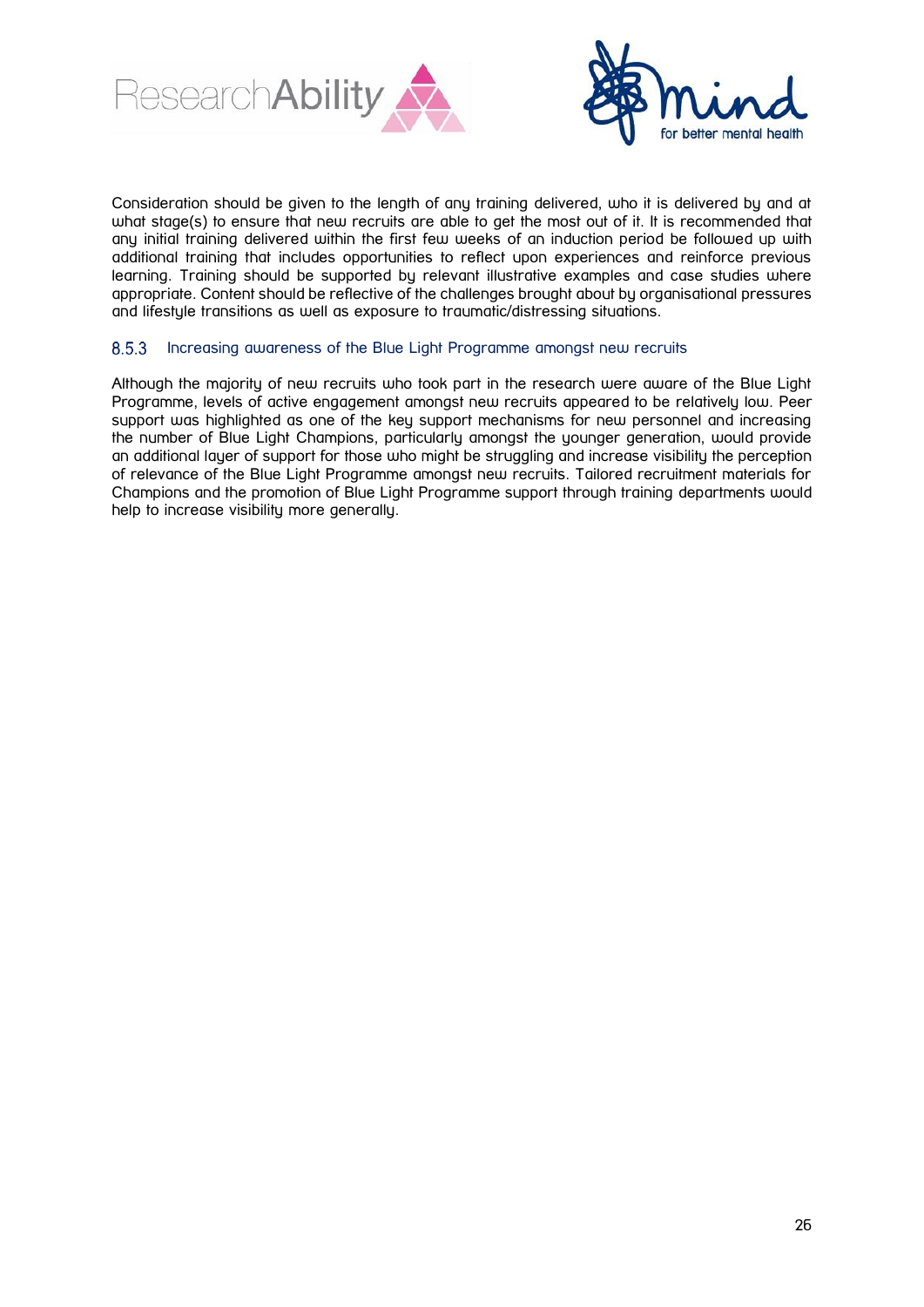Consideration should be given to the length of any training delivered, who it is delivered by and at what stage(s) to ensure that new recruits are able to get the most out of it. It is recommended that any initial training delivered within the first few weeks of an induction period be followed up with additional training that includes opportunities to reflect upon experiences and reinforce previous learning. Training should be supported by relevant illustrative examples and case studies where appropriate. Content should be reflective of the challenges brought about by organisational pressures and lifestyle transitions as well as exposure to traumatic/distressing situations.

### 8.5.3 Increasing awareness of the Blue Light Programme amongst new recruits

Although the majority of new recruits who took part in the research were aware of the Blue Light Programme, levels of active engagement amongst new recruits appeared to be relatively low. Peer support was highlighted as one of the key support mechanisms for new personnel and increasing the number of Blue Light Champions, particularly amongst the younger generation, would provide an additional layer of support for those who might be struggling and increase visibility the perception of relevance of the Blue Light Programme amongst new recruits. Tailored recruitment materials for Champions and the promotion of Blue Light Programme support through training departments would help to increase visibility more generally.